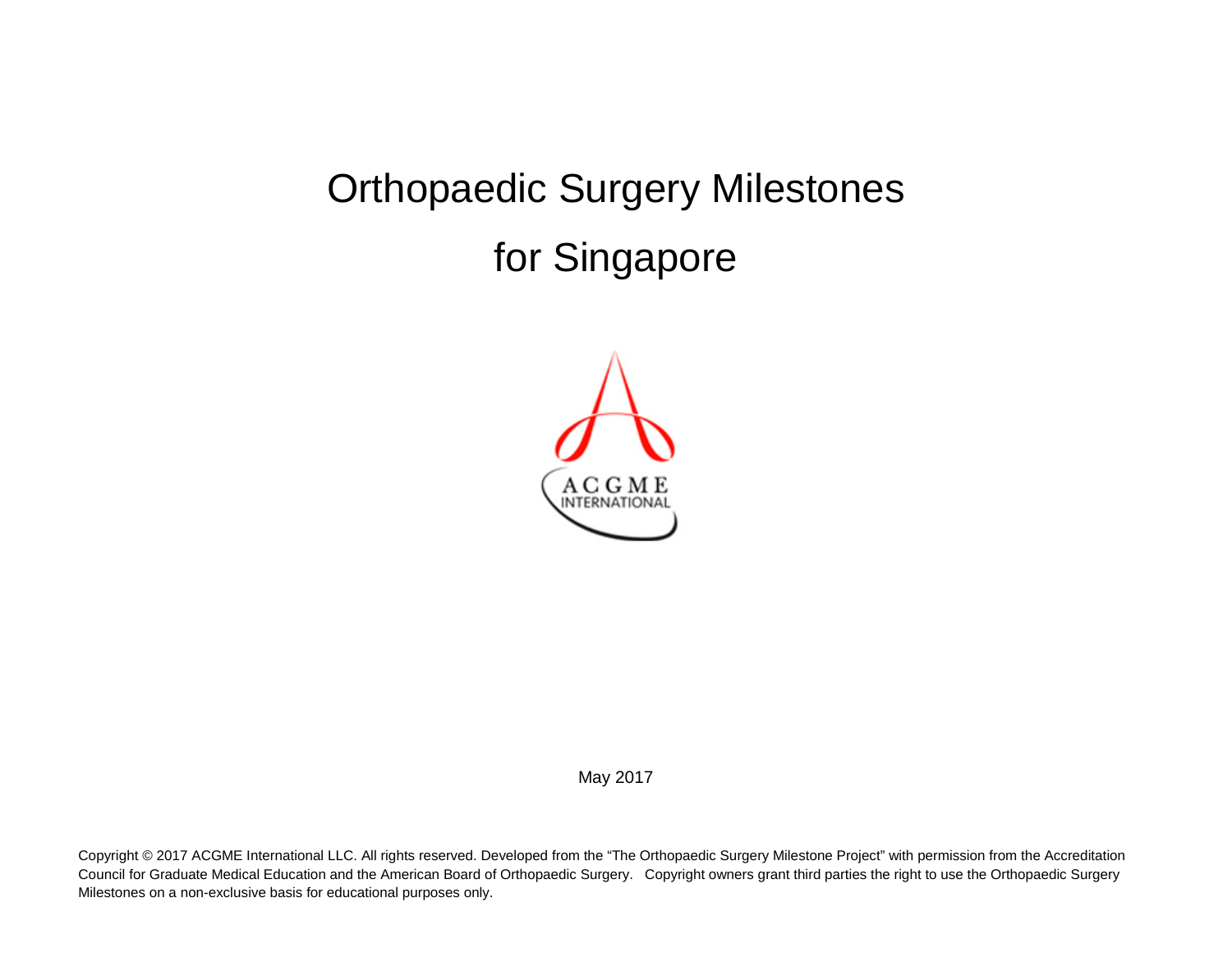# Orthopaedic Surgery Milestones

# for Singapore

ACGME INTERNATIONAL

May 2017

Copyright © 2017 ACGME International LLC. All rights reserved. Developed from the "The Orthopaedic Surgery Milestone Project" with permission from the Accreditation Council for Graduate Medical Education and the American Board of Orthopaedic Surgery. Copyright owners grant third parties the right to use the Orthopaedic Surgery Milestones on a non-exclusive basis for educational purposes only.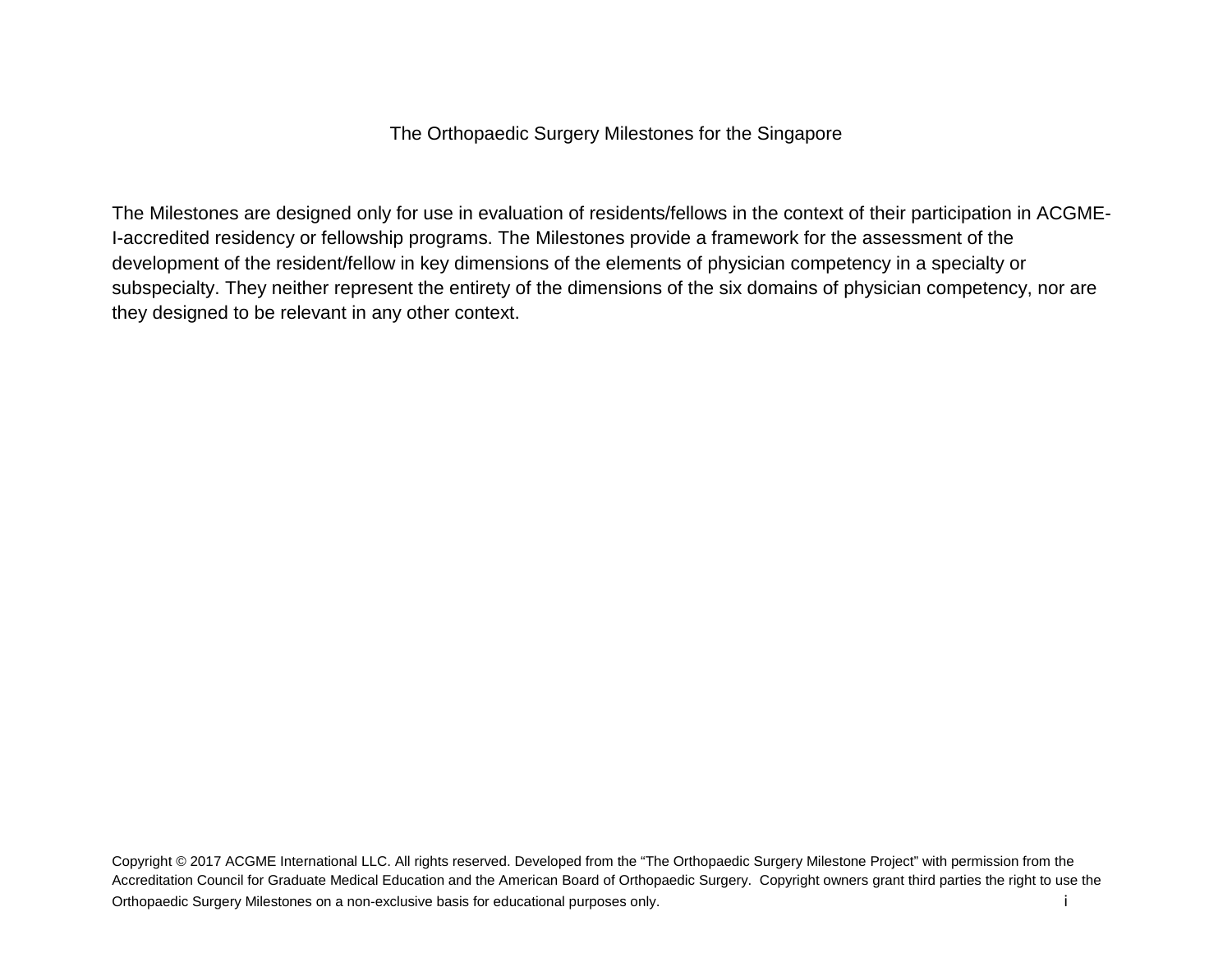The Orthopaedic Surgery Milestones for the Singapore

The Milestones are designed only for use in evaluation of residents/fellows in the context of their participation in ACGME-I-accredited residency or fellowship programs. The Milestones provide a framework for the assessment of the development of the resident/fellow in key dimensions of the elements of physician competency in a specialty or subspecialty. They neither represent the entirety of the dimensions of the six domains of physician competency, nor are they designed to be relevant in any other context.

Copyright © 2017 ACGME International LLC. All rights reserved. Developed from the "The Orthopaedic Surgery Milestone Project" with permission from the Accreditation Council for Graduate Medical Education and the American Board of Orthopaedic Surgery. Copyright owners grant third parties the right to use the Orthopaedic Surgery Milestones on a non-exclusive basis for educational purposes only.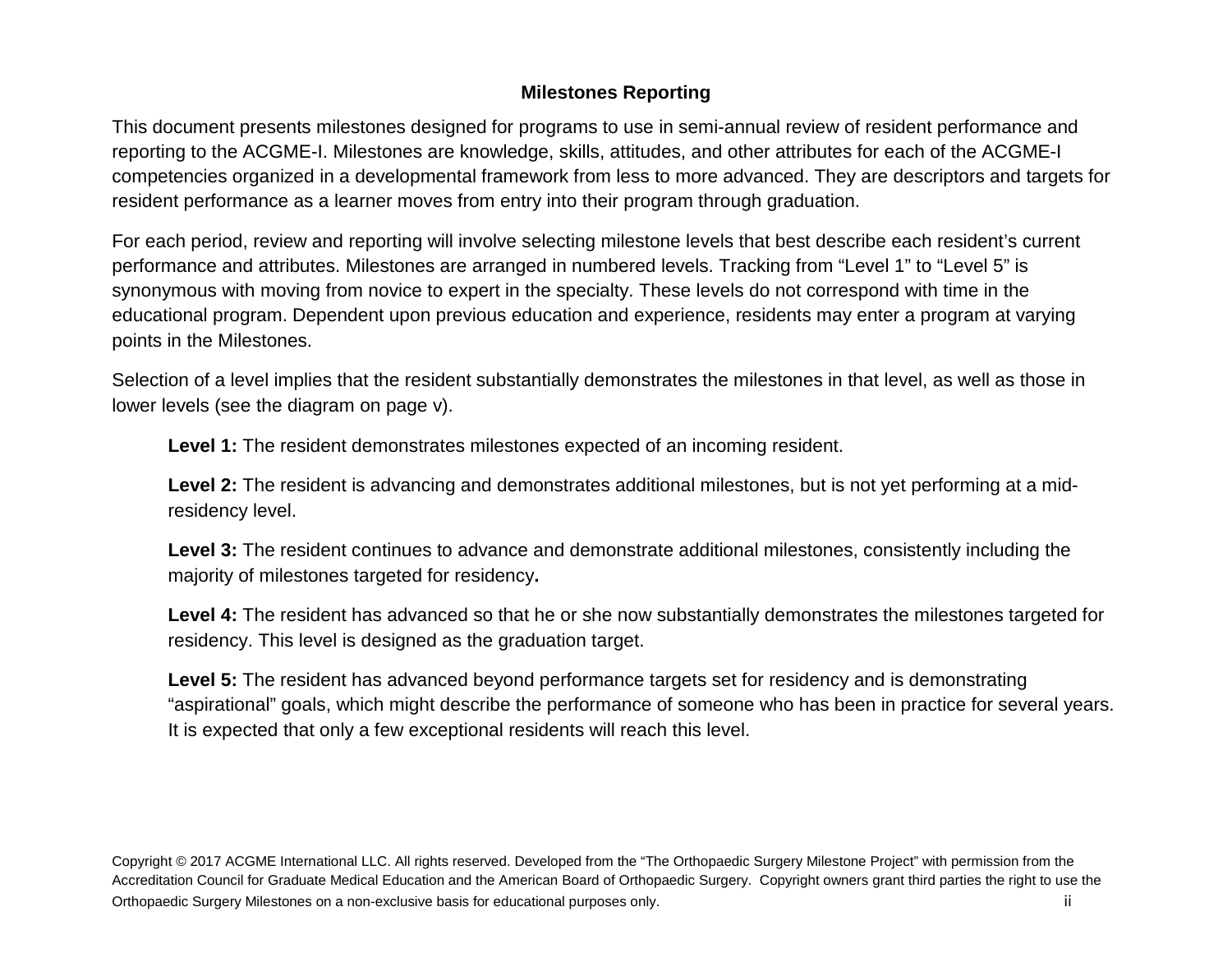## Milestones Reporting

This document presents milestones designed for programs to use in semi-annual review of resident performance and reporting to the ACGME-I. Milestones are knowledge, skills, attitudes, and other attributes for each of the ACGME-I competencies organized in a developmental framework from less to more advanced. They are descriptors and targets for resident performance as a learner moves from entry into their program through graduation.

For each period, review and reporting will involve selecting milestone levels that best describe each resident's current performance and attributes. Milestones are arranged in numbered levels. Tracking from "Level 1" to "Level 5" is synonymous with moving from novice to expert in the specialty. These levels do not correspond with time in the educational program. Dependent upon previous education and experience, residents may enter a program at varying points in the Milestones.

Selection of a level implies that the resident substantially demonstrates the milestones in that level, as well as those in lower levels (see the diagram on page v).

**Level 1:** The resident demonstrates milestones expected of an incoming resident.

**Level 2:** The resident is advancing and demonstrates additional milestones, but is not yet performing at a mid-residency level.

**Level 3:** The resident continues to advance and demonstrate additional milestones, consistently including the majority of milestones targeted for residency**.**

**Level 4:** The resident has advanced so that he or she now substantially demonstrates the milestones targeted for residency. This level is designed as the graduation target.

**Level 5:** The resident has advanced beyond performance targets set for residency and is demonstrating "aspirational" goals, which might describe the performance of someone who has been in practice for several years. It is expected that only a few exceptional residents will reach this level.

Copyright © 2017 ACGME International LLC. All rights reserved. Developed from the "The Orthopaedic Surgery Milestone Project" with permission from the Accreditation Council for Graduate Medical Education and the American Board of Orthopaedic Surgery. Copyright owners grant third parties the right to use the Orthopaedic Surgery Milestones on a non-exclusive basis for educational purposes only.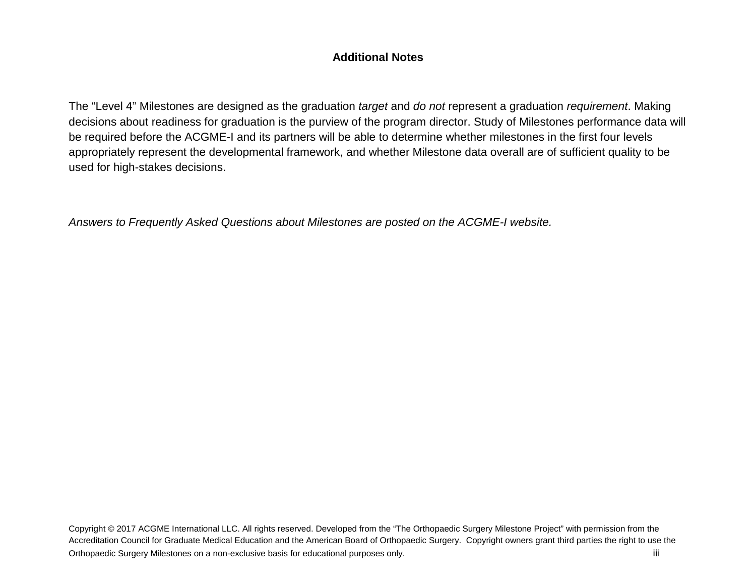## Additional Notes

The "Level 4" Milestones are designed as the graduation *target* and *do not* represent a graduation *requirement*. Making decisions about readiness for graduation is the purview of the program director. Study of Milestones performance data will be required before the ACGME-I and its partners will be able to determine whether milestones in the first four levels appropriately represent the developmental framework, and whether Milestone data overall are of sufficient quality to be used for high-stakes decisions.

*Answers to Frequently Asked Questions about Milestones are posted on the ACGME-I website.*

Copyright © 2017 ACGME International LLC. All rights reserved. Developed from the "The Orthopaedic Surgery Milestone Project" with permission from the Accreditation Council for Graduate Medical Education and the American Board of Orthopaedic Surgery. Copyright owners grant third parties the right to use the Orthopaedic Surgery Milestones on a non-exclusive basis for educational purposes only.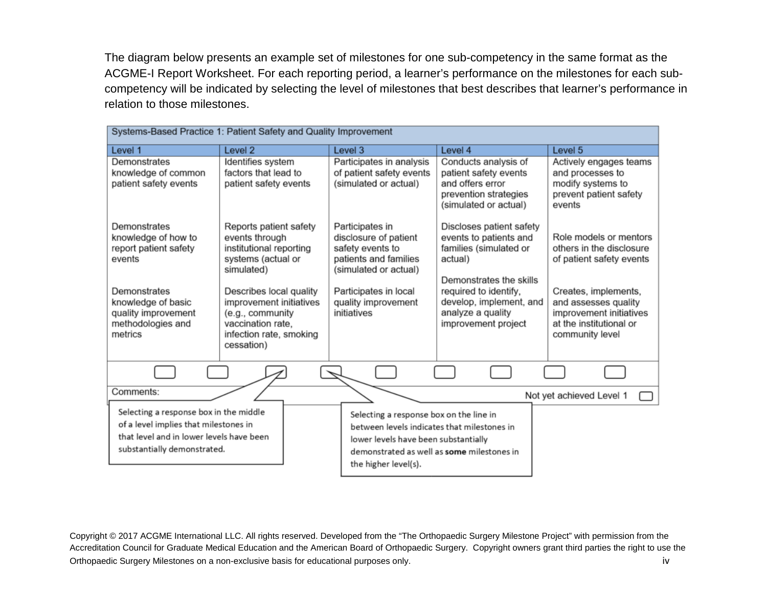The diagram below presents an example set of milestones for one sub-competency in the same format as the ACGME-I Report Worksheet. For each reporting period, a learner's performance on the milestones for each sub-competency will be indicated by selecting the level of milestones that best describes that learner's performance in relation to those milestones.

| Systems-Based Practice 1: Patient Safety and Quality Improvement | | | | |
|---|---|---|---|---|
| Level 1 | Level 2 | Level 3 | Level 4 | Level 5 |
| Demonstrates knowledge of common patient safety events | Identifies system factors that lead to patient safety events | Participates in analysis of patient safety events (simulated or actual) | Conducts analysis of patient safety events and offers error prevention strategies (simulated or actual) | Actively engages teams and processes to modify systems to prevent patient safety events |
| Demonstrates knowledge of how to report patient safety events | Reports patient safety events through institutional reporting systems (actual or simulated) | Participates in disclosure of patient safety events to patients and families (simulated or actual) | Discloses patient safety events to patients and families (simulated or actual) | Role models or mentors others in the disclosure of patient safety events |
| Demonstrates knowledge of basic quality improvement methodologies and metrics | Describes local quality improvement initiatives (e.g., community vaccination rate, infection rate, smoking cessation) | Participates in local quality improvement initiatives | Demonstrates the skills required to identify, develop, implement, and analyze a quality improvement project | Creates, implements, and assesses quality improvement initiatives at the institutional or community level |

Comments:

Not yet achieved Level 1

Selecting a response box in the middle of a level implies that milestones in that level and in lower levels have been substantially demonstrated.

Selecting a response box on the line in between levels indicates that milestones in lower levels have been substantially demonstrated as well as **some** milestones in the higher level(s).

Copyright © 2017 ACGME International LLC. All rights reserved. Developed from the "The Orthopaedic Surgery Milestone Project" with permission from the Accreditation Council for Graduate Medical Education and the American Board of Orthopaedic Surgery. Copyright owners grant third parties the right to use the Orthopaedic Surgery Milestones on a non-exclusive basis for educational purposes only.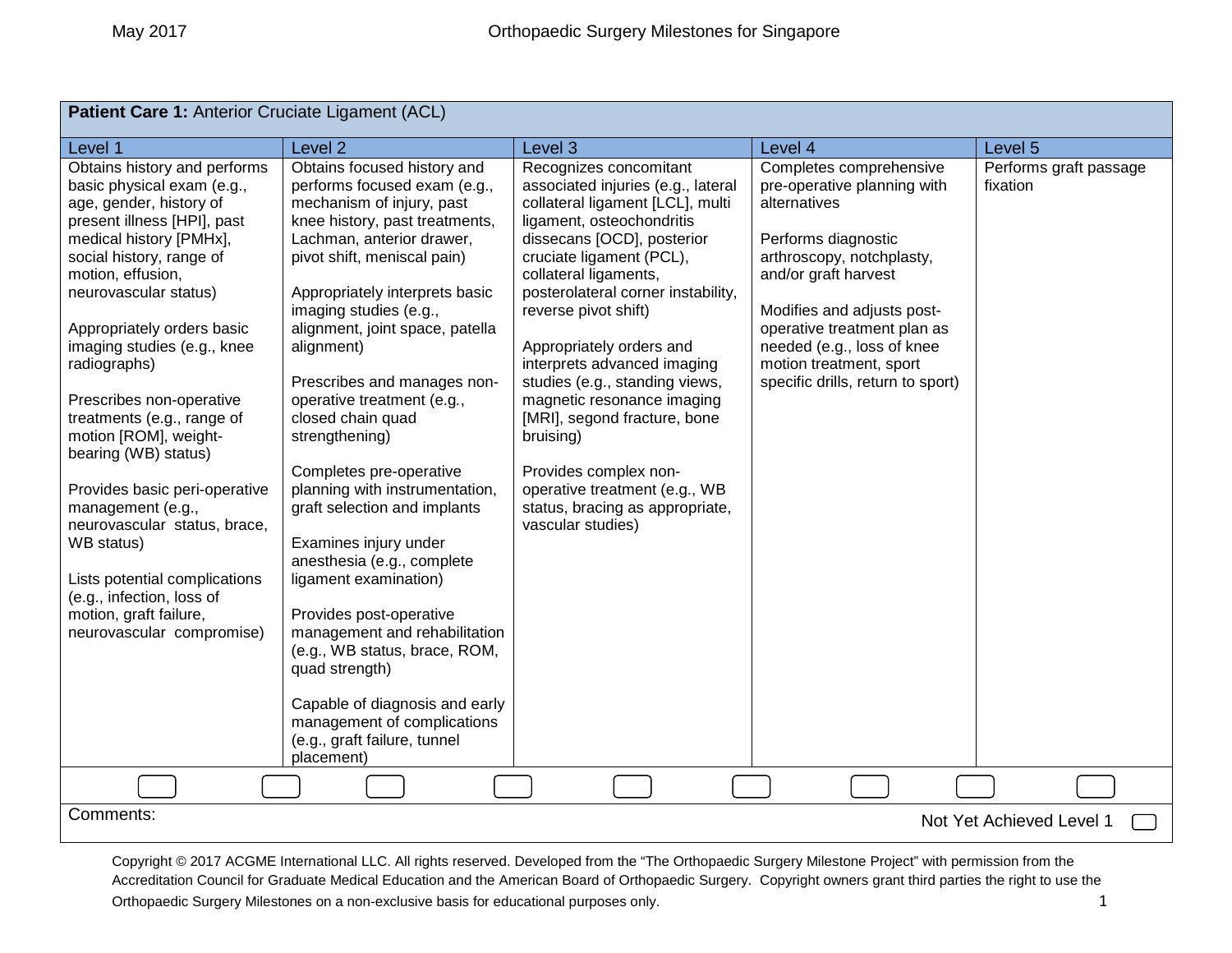**Patient Care 1:** Anterior Cruciate Ligament (ACL)

| Level 1 | Level 2 | Level 3 | Level 4 | Level 5 |
|---|---|---|---|---|
| Obtains history and performs basic physical exam (e.g., age, gender, history of present illness [HPI], past medical history [PMHx], social history, range of motion, effusion, neurovascular status)<br><br>Appropriately orders basic imaging studies (e.g., knee radiographs)<br><br>Prescribes non-operative treatments (e.g., range of motion [ROM], weight-bearing (WB) status)<br><br>Provides basic peri-operative management (e.g., neurovascular status, brace, WB status)<br><br>Lists potential complications (e.g., infection, loss of motion, graft failure, neurovascular compromise) | Obtains focused history and performs focused exam (e.g., mechanism of injury, past knee history, past treatments, Lachman, anterior drawer, pivot shift, meniscal pain)<br><br>Appropriately interprets basic imaging studies (e.g., alignment, joint space, patella alignment)<br><br>Prescribes and manages non-operative treatment (e.g., closed chain quad strengthening)<br><br>Completes pre-operative planning with instrumentation, graft selection and implants<br><br>Examines injury under anesthesia (e.g., complete ligament examination)<br><br>Provides post-operative management and rehabilitation (e.g., WB status, brace, ROM, quad strength)<br><br>Capable of diagnosis and early management of complications (e.g., graft failure, tunnel placement) | Recognizes concomitant associated injuries (e.g., lateral collateral ligament [LCL], multi ligament, osteochondritis dissecans [OCD], posterior cruciate ligament (PCL), collateral ligaments, posterolateral corner instability, reverse pivot shift)<br><br>Appropriately orders and interprets advanced imaging studies (e.g., standing views, magnetic resonance imaging [MRI], segond fracture, bone bruising)<br><br>Provides complex non-operative treatment (e.g., WB status, bracing as appropriate, vascular studies) | Completes comprehensive pre-operative planning with alternatives<br><br>Performs diagnostic arthroscopy, notchplasty, and/or graft harvest<br><br>Modifies and adjusts post-operative treatment plan as needed (e.g., loss of knee motion treatment, sport specific drills, return to sport) | Performs graft passage fixation |

Comments:

Not Yet Achieved Level 1

Copyright © 2017 ACGME International LLC. All rights reserved. Developed from the "The Orthopaedic Surgery Milestone Project" with permission from the Accreditation Council for Graduate Medical Education and the American Board of Orthopaedic Surgery. Copyright owners grant third parties the right to use the Orthopaedic Surgery Milestones on a non-exclusive basis for educational purposes only.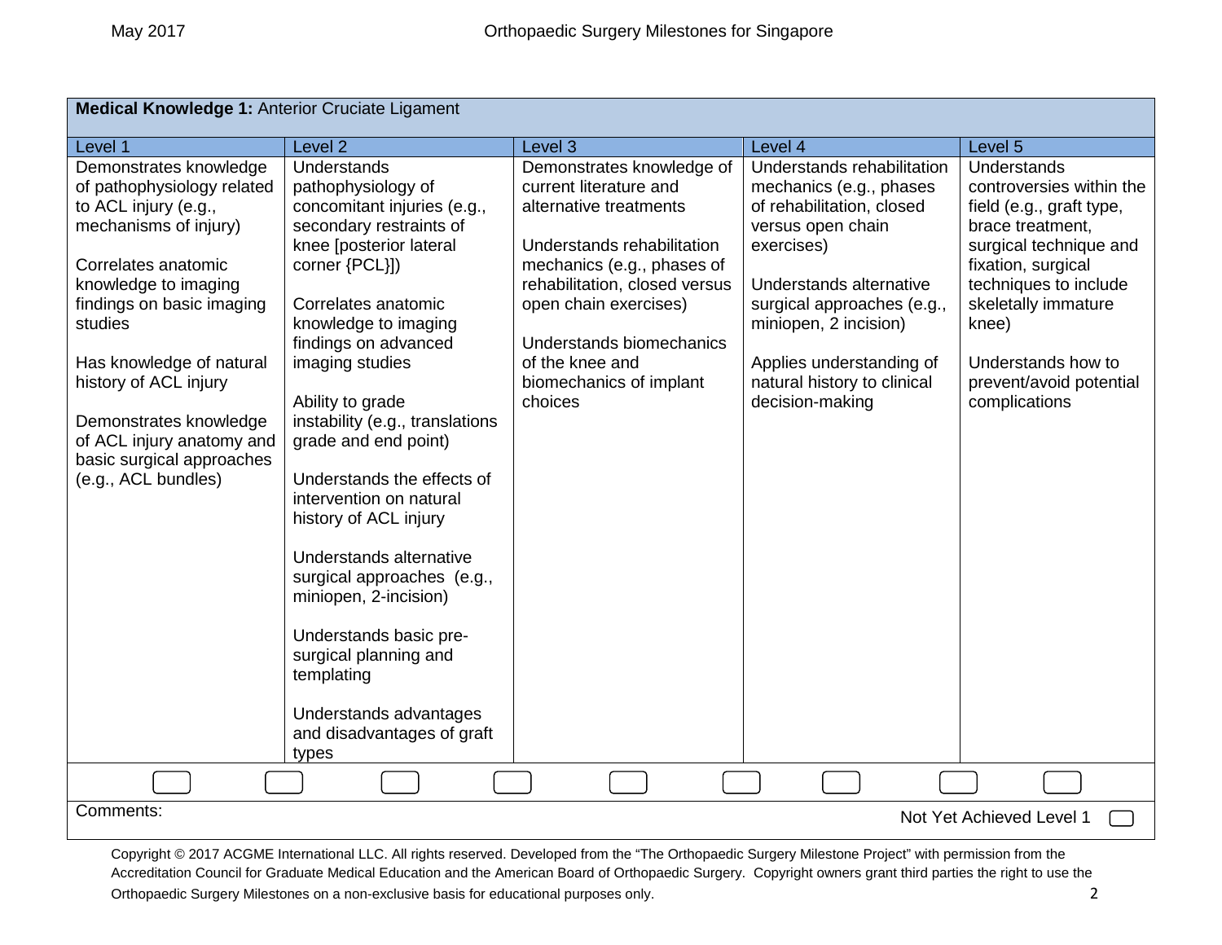| **Medical Knowledge 1:** Anterior Cruciate Ligament | | | | |
|---|---|---|---|---|
| Level 1 | Level 2 | Level 3 | Level 4 | Level 5 |
| Demonstrates knowledge of pathophysiology related to ACL injury (e.g., mechanisms of injury)<br><br>Correlates anatomic knowledge to imaging findings on basic imaging studies<br><br>Has knowledge of natural history of ACL injury<br><br>Demonstrates knowledge of ACL injury anatomy and basic surgical approaches (e.g., ACL bundles) | Understands pathophysiology of concomitant injuries (e.g., secondary restraints of knee [posterior lateral corner {PCL}])<br><br>Correlates anatomic knowledge to imaging findings on advanced imaging studies<br><br>Ability to grade instability (e.g., translations grade and end point)<br><br>Understands the effects of intervention on natural history of ACL injury<br><br>Understands alternative surgical approaches (e.g., miniopen, 2-incision)<br><br>Understands basic pre-surgical planning and templating<br><br>Understands advantages and disadvantages of graft types | Demonstrates knowledge of current literature and alternative treatments<br><br>Understands rehabilitation mechanics (e.g., phases of rehabilitation, closed versus open chain exercises)<br><br>Understands biomechanics of the knee and biomechanics of implant choices | Understands rehabilitation mechanics (e.g., phases of rehabilitation, closed versus open chain exercises)<br><br>Understands alternative surgical approaches (e.g., miniopen, 2 incision)<br><br>Applies understanding of natural history to clinical decision-making | Understands controversies within the field (e.g., graft type, brace treatment, surgical technique and fixation, surgical techniques to include skeletally immature knee)<br><br>Understands how to prevent/avoid potential complications |

Comments:

Not Yet Achieved Level 1

Copyright © 2017 ACGME International LLC. All rights reserved. Developed from the "The Orthopaedic Surgery Milestone Project" with permission from the Accreditation Council for Graduate Medical Education and the American Board of Orthopaedic Surgery. Copyright owners grant third parties the right to use the Orthopaedic Surgery Milestones on a non-exclusive basis for educational purposes only.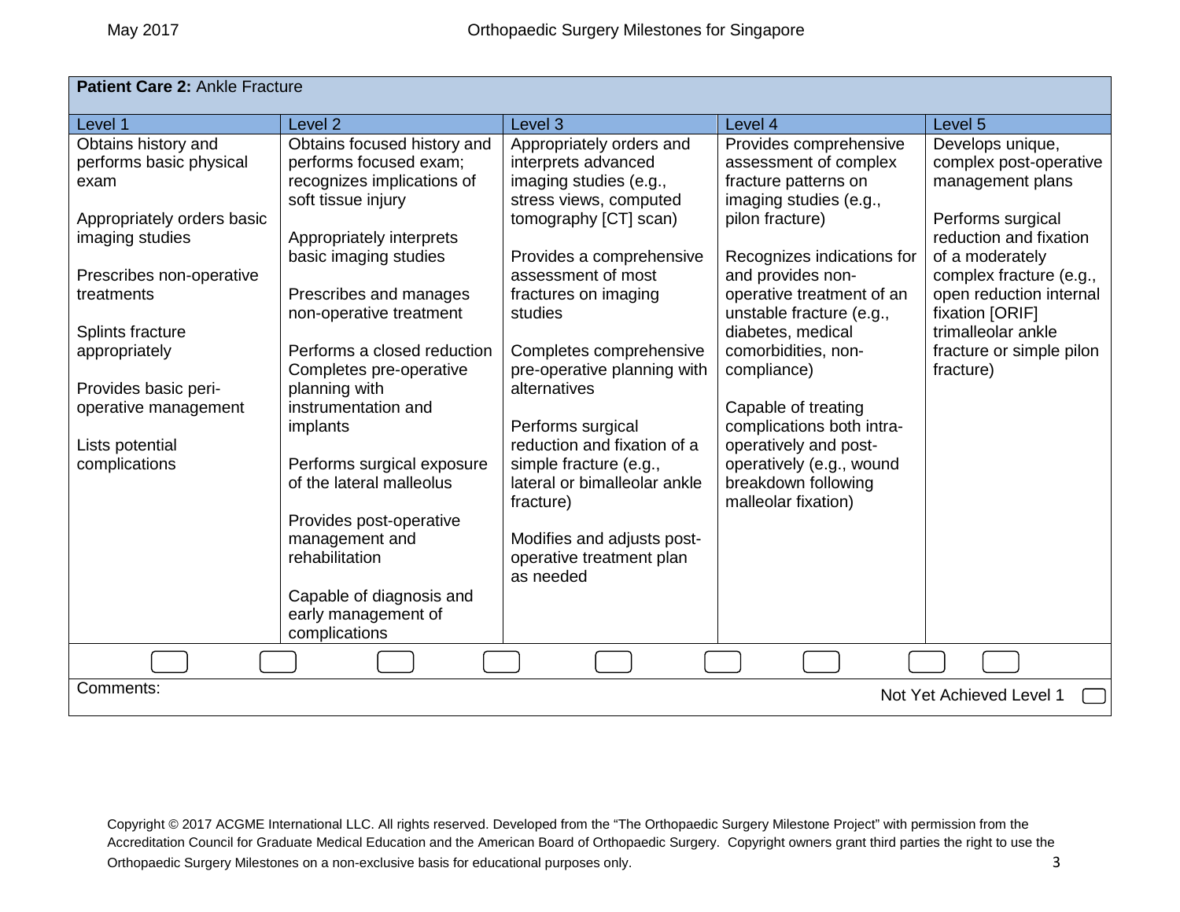**Patient Care 2:** Ankle Fracture

| Level 1 | Level 2 | Level 3 | Level 4 | Level 5 |
|---|---|---|---|---|
| Obtains history and performs basic physical exam<br><br>Appropriately orders basic imaging studies<br><br>Prescribes non-operative treatments<br><br>Splints fracture appropriately<br><br>Provides basic peri-operative management<br><br>Lists potential complications | Obtains focused history and performs focused exam; recognizes implications of soft tissue injury<br><br>Appropriately interprets basic imaging studies<br><br>Prescribes and manages non-operative treatment<br><br>Performs a closed reduction Completes pre-operative planning with instrumentation and implants<br><br>Performs surgical exposure of the lateral malleolus<br><br>Provides post-operative management and rehabilitation<br><br>Capable of diagnosis and early management of complications | Appropriately orders and interprets advanced imaging studies (e.g., stress views, computed tomography [CT] scan)<br><br>Provides a comprehensive assessment of most fractures on imaging studies<br><br>Completes comprehensive pre-operative planning with alternatives<br><br>Performs surgical reduction and fixation of a simple fracture (e.g., lateral or bimalleolar ankle fracture)<br><br>Modifies and adjusts post-operative treatment plan as needed | Provides comprehensive assessment of complex fracture patterns on imaging studies (e.g., pilon fracture)<br><br>Recognizes indications for and provides non-operative treatment of an unstable fracture (e.g., diabetes, medical comorbidities, non-compliance)<br><br>Capable of treating complications both intra-operatively and post-operatively (e.g., wound breakdown following malleolar fixation) | Develops unique, complex post-operative management plans<br><br>Performs surgical reduction and fixation of a moderately complex fracture (e.g., open reduction internal fixation [ORIF] trimalleolar ankle fracture or simple pilon fracture) |

Comments:

Not Yet Achieved Level 1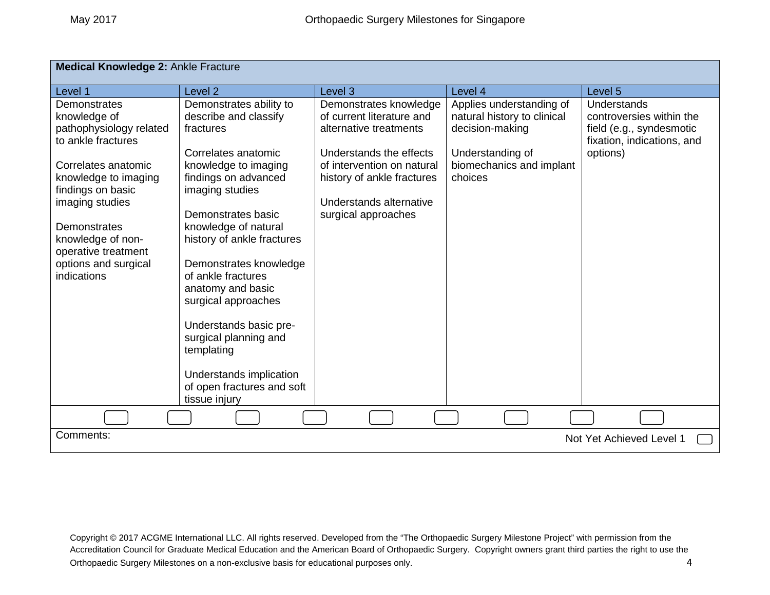| **Medical Knowledge 2:** Ankle Fracture | | | | |
|---|---|---|---|---|
| Level 1 | Level 2 | Level 3 | Level 4 | Level 5 |
| Demonstrates knowledge of pathophysiology related to ankle fractures<br><br>Correlates anatomic knowledge to imaging findings on basic imaging studies<br><br>Demonstrates knowledge of non-operative treatment options and surgical indications | Demonstrates ability to describe and classify fractures<br><br>Correlates anatomic knowledge to imaging findings on advanced imaging studies<br><br>Demonstrates basic knowledge of natural history of ankle fractures<br><br>Demonstrates knowledge of ankle fractures anatomy and basic surgical approaches<br><br>Understands basic pre-surgical planning and templating<br><br>Understands implication of open fractures and soft tissue injury | Demonstrates knowledge of current literature and alternative treatments<br><br>Understands the effects of intervention on natural history of ankle fractures<br><br>Understands alternative surgical approaches | Applies understanding of natural history to clinical decision-making<br><br>Understanding of biomechanics and implant choices | Understands controversies within the field (e.g., syndesmotic fixation, indications, and options) |

Comments:

Not Yet Achieved Level 1

Copyright © 2017 ACGME International LLC. All rights reserved. Developed from the "The Orthopaedic Surgery Milestone Project" with permission from the Accreditation Council for Graduate Medical Education and the American Board of Orthopaedic Surgery. Copyright owners grant third parties the right to use the Orthopaedic Surgery Milestones on a non-exclusive basis for educational purposes only.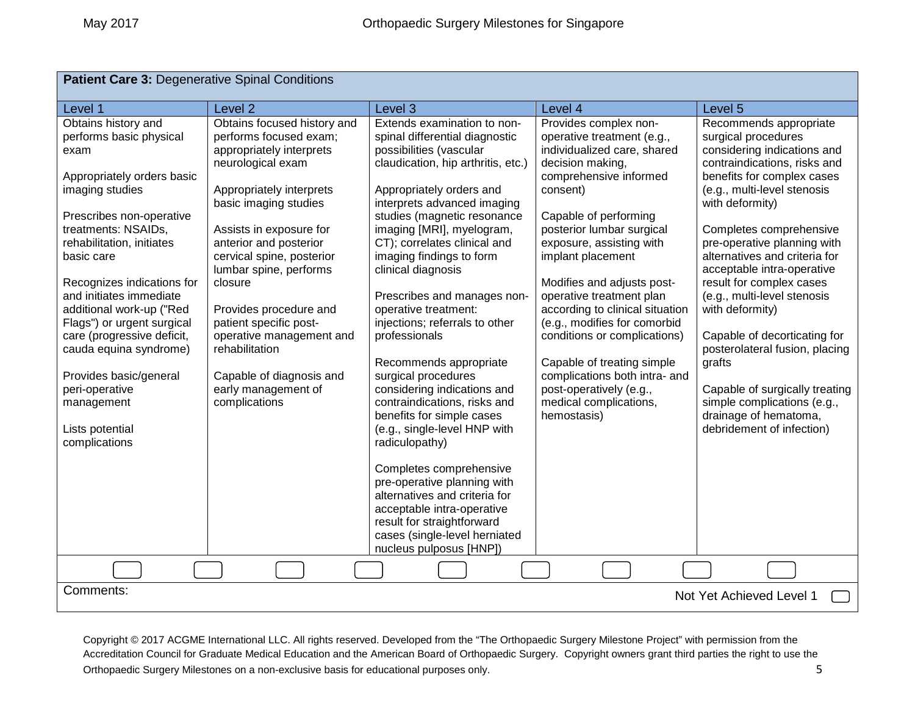**Patient Care 3:** Degenerative Spinal Conditions

| Level 1 | Level 2 | Level 3 | Level 4 | Level 5 |
|---|---|---|---|---|
| Obtains history and performs basic physical exam<br><br>Appropriately orders basic imaging studies<br><br>Prescribes non-operative treatments: NSAIDs, rehabilitation, initiates basic care<br><br>Recognizes indications for and initiates immediate additional work-up ("Red Flags") or urgent surgical care (progressive deficit, cauda equina syndrome)<br><br>Provides basic/general peri-operative management<br><br>Lists potential complications | Obtains focused history and performs focused exam; appropriately interprets neurological exam<br><br>Appropriately interprets basic imaging studies<br><br>Assists in exposure for anterior and posterior cervical spine, posterior lumbar spine, performs closure<br><br>Provides procedure and patient specific post-operative management and rehabilitation<br><br>Capable of diagnosis and early management of complications | Extends examination to non-spinal differential diagnostic possibilities (vascular claudication, hip arthritis, etc.)<br><br>Appropriately orders and interprets advanced imaging studies (magnetic resonance imaging [MRI], myelogram, CT); correlates clinical and imaging findings to form clinical diagnosis<br><br>Prescribes and manages non-operative treatment: injections; referrals to other professionals<br><br>Recommends appropriate surgical procedures considering indications and contraindications, risks and benefits for simple cases (e.g., single-level HNP with radiculopathy)<br><br>Completes comprehensive pre-operative planning with alternatives and criteria for acceptable intra-operative result for straightforward cases (single-level herniated nucleus pulposus [HNP]) | Provides complex non-operative treatment (e.g., individualized care, shared decision making, comprehensive informed consent)<br><br>Capable of performing posterior lumbar surgical exposure, assisting with implant placement<br><br>Modifies and adjusts post-operative treatment plan according to clinical situation (e.g., modifies for comorbid conditions or complications)<br><br>Capable of treating simple complications both intra- and post-operatively (e.g., medical complications, hemostasis) | Recommends appropriate surgical procedures considering indications and contraindications, risks and benefits for complex cases (e.g., multi-level stenosis with deformity)<br><br>Completes comprehensive pre-operative planning with alternatives and criteria for acceptable intra-operative result for complex cases (e.g., multi-level stenosis with deformity)<br><br>Capable of decorticating for posterolateral fusion, placing grafts<br><br>Capable of surgically treating simple complications (e.g., drainage of hematoma, debridement of infection) |

Comments:

Not Yet Achieved Level 1

Copyright © 2017 ACGME International LLC. All rights reserved. Developed from the "The Orthopaedic Surgery Milestone Project" with permission from the Accreditation Council for Graduate Medical Education and the American Board of Orthopaedic Surgery. Copyright owners grant third parties the right to use the Orthopaedic Surgery Milestones on a non-exclusive basis for educational purposes only.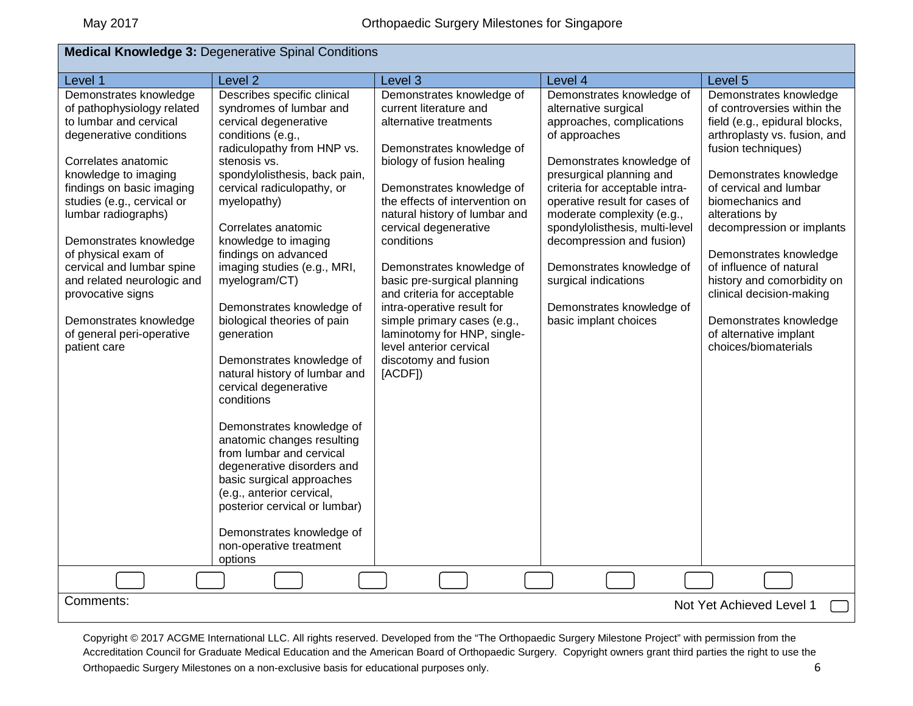**Medical Knowledge 3:** Degenerative Spinal Conditions

| Level 1 | Level 2 | Level 3 | Level 4 | Level 5 |
|---|---|---|---|---|
| Demonstrates knowledge of pathophysiology related to lumbar and cervical degenerative conditions<br><br>Correlates anatomic knowledge to imaging findings on basic imaging studies (e.g., cervical or lumbar radiographs)<br><br>Demonstrates knowledge of physical exam of cervical and lumbar spine and related neurologic and provocative signs<br><br>Demonstrates knowledge of general peri-operative patient care | Describes specific clinical syndromes of lumbar and cervical degenerative conditions (e.g., radiculopathy from HNP vs. stenosis vs. spondylolisthesis, back pain, cervical radiculopathy, or myelopathy)<br><br>Correlates anatomic knowledge to imaging findings on advanced imaging studies (e.g., MRI, myelogram/CT)<br><br>Demonstrates knowledge of biological theories of pain generation<br><br>Demonstrates knowledge of natural history of lumbar and cervical degenerative conditions<br><br>Demonstrates knowledge of anatomic changes resulting from lumbar and cervical degenerative disorders and basic surgical approaches (e.g., anterior cervical, posterior cervical or lumbar)<br><br>Demonstrates knowledge of non-operative treatment options | Demonstrates knowledge of current literature and alternative treatments<br><br>Demonstrates knowledge of biology of fusion healing<br><br>Demonstrates knowledge of the effects of intervention on natural history of lumbar and cervical degenerative conditions<br><br>Demonstrates knowledge of basic pre-surgical planning and criteria for acceptable intra-operative result for simple primary cases (e.g., laminotomy for HNP, single-level anterior cervical discotomy and fusion [ACDF]) | Demonstrates knowledge of alternative surgical approaches, complications of approaches<br><br>Demonstrates knowledge of presurgical planning and criteria for acceptable intra-operative result for cases of moderate complexity (e.g., spondylolisthesis, multi-level decompression and fusion)<br><br>Demonstrates knowledge of surgical indications<br><br>Demonstrates knowledge of basic implant choices | Demonstrates knowledge of controversies within the field (e.g., epidural blocks, arthroplasty vs. fusion, and fusion techniques)<br><br>Demonstrates knowledge of cervical and lumbar biomechanics and alterations by decompression or implants<br><br>Demonstrates knowledge of influence of natural history and comorbidity on clinical decision-making<br><br>Demonstrates knowledge of alternative implant choices/biomaterials |

Comments:

Not Yet Achieved Level 1

Copyright © 2017 ACGME International LLC. All rights reserved. Developed from the "The Orthopaedic Surgery Milestone Project" with permission from the Accreditation Council for Graduate Medical Education and the American Board of Orthopaedic Surgery. Copyright owners grant third parties the right to use the Orthopaedic Surgery Milestones on a non-exclusive basis for educational purposes only.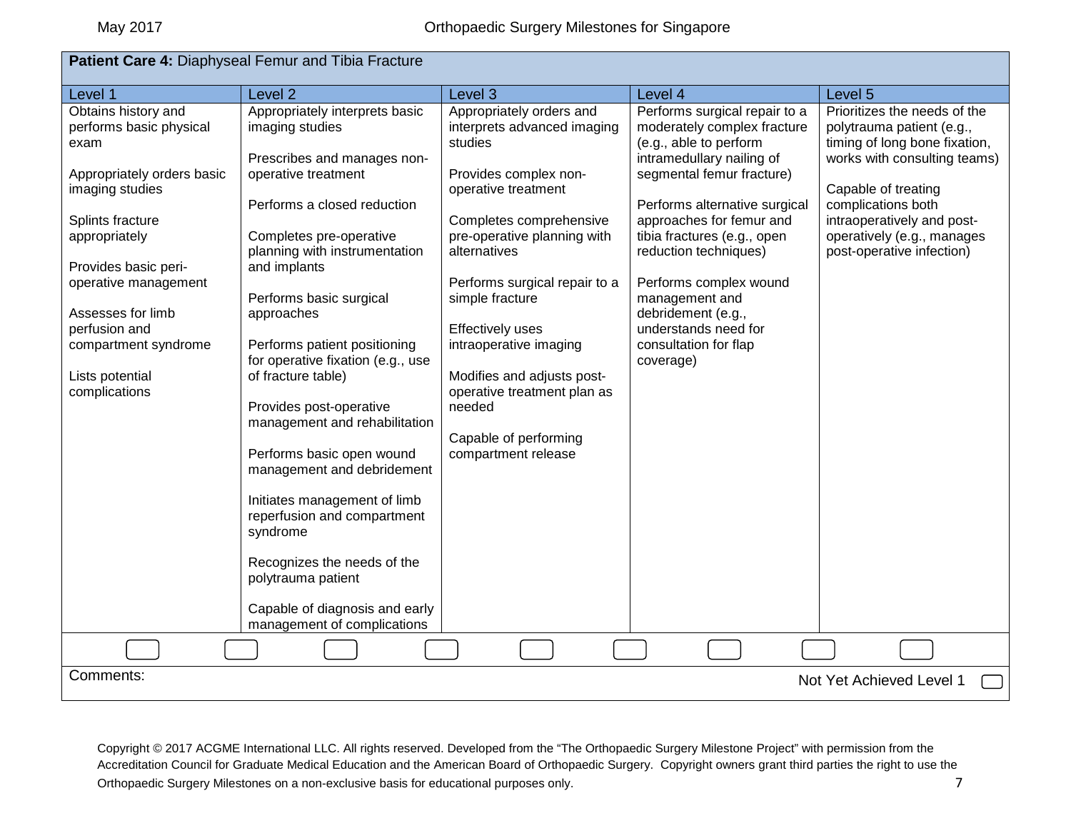**Patient Care 4:** Diaphyseal Femur and Tibia Fracture

| Level 1 | Level 2 | Level 3 | Level 4 | Level 5 |
|---|---|---|---|---|
| Obtains history and performs basic physical exam<br><br>Appropriately orders basic imaging studies<br><br>Splints fracture appropriately<br><br>Provides basic peri-operative management<br><br>Assesses for limb perfusion and compartment syndrome<br><br>Lists potential complications | Appropriately interprets basic imaging studies<br><br>Prescribes and manages non-operative treatment<br><br>Performs a closed reduction<br><br>Completes pre-operative planning with instrumentation and implants<br><br>Performs basic surgical approaches<br><br>Performs patient positioning for operative fixation (e.g., use of fracture table)<br><br>Provides post-operative management and rehabilitation<br><br>Performs basic open wound management and debridement<br><br>Initiates management of limb reperfusion and compartment syndrome<br><br>Recognizes the needs of the polytrauma patient<br><br>Capable of diagnosis and early management of complications | Appropriately orders and interprets advanced imaging studies<br><br>Provides complex non-operative treatment<br><br>Completes comprehensive pre-operative planning with alternatives<br><br>Performs surgical repair to a simple fracture<br><br>Effectively uses intraoperative imaging<br><br>Modifies and adjusts post-operative treatment plan as needed<br><br>Capable of performing compartment release | Performs surgical repair to a moderately complex fracture (e.g., able to perform intramedullary nailing of segmental femur fracture)<br><br>Performs alternative surgical approaches for femur and tibia fractures (e.g., open reduction techniques)<br><br>Performs complex wound management and debridement (e.g., understands need for consultation for flap coverage) | Prioritizes the needs of the polytrauma patient (e.g., timing of long bone fixation, works with consulting teams)<br><br>Capable of treating complications both intraoperatively and post-operatively (e.g., manages post-operative infection) |

Comments:

Not Yet Achieved Level 1

Copyright © 2017 ACGME International LLC. All rights reserved. Developed from the "The Orthopaedic Surgery Milestone Project" with permission from the Accreditation Council for Graduate Medical Education and the American Board of Orthopaedic Surgery. Copyright owners grant third parties the right to use the Orthopaedic Surgery Milestones on a non-exclusive basis for educational purposes only.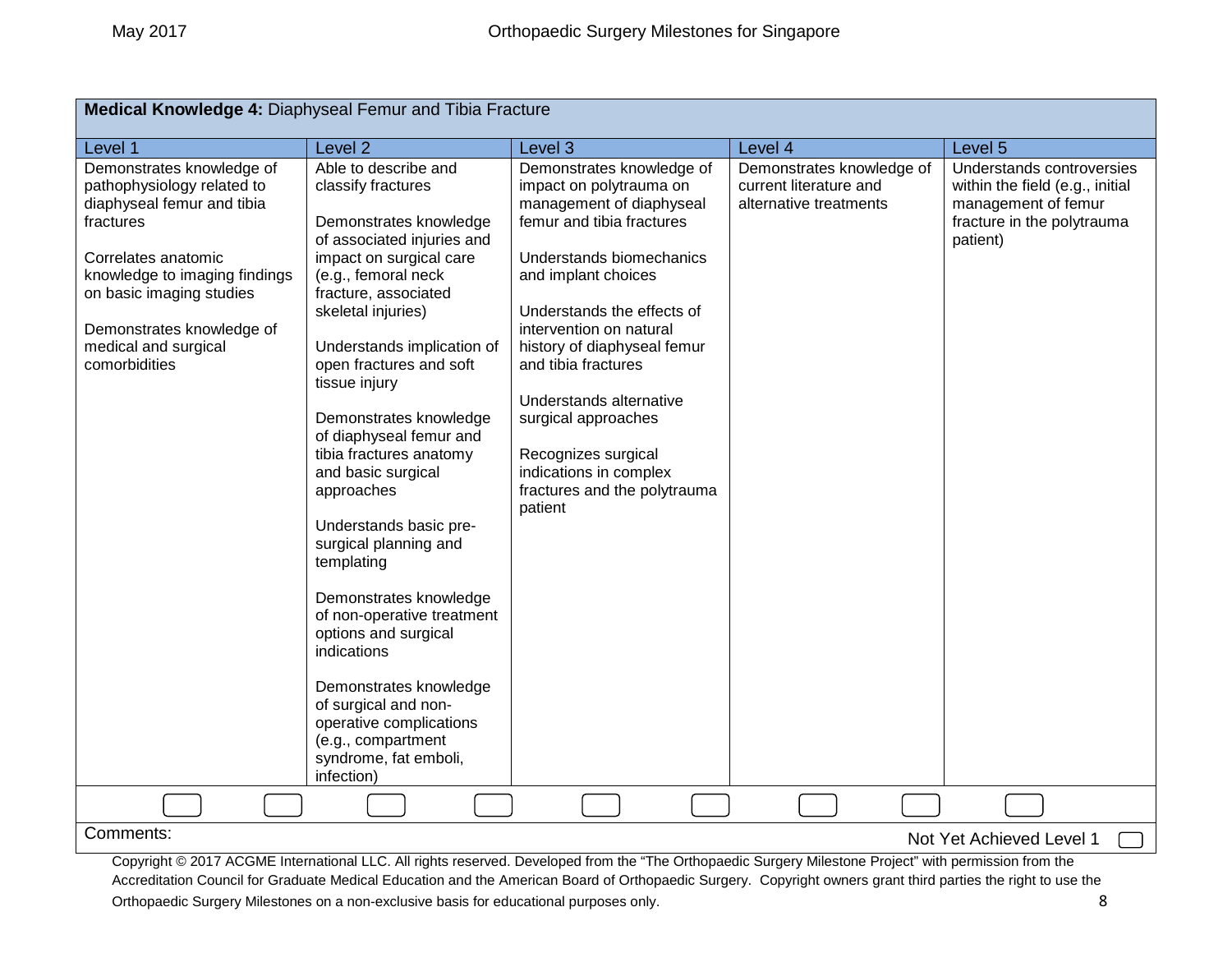**Medical Knowledge 4:** Diaphyseal Femur and Tibia Fracture

| Level 1 | Level 2 | Level 3 | Level 4 | Level 5 |
|---|---|---|---|---|
| Demonstrates knowledge of pathophysiology related to diaphyseal femur and tibia fractures<br><br>Correlates anatomic knowledge to imaging findings on basic imaging studies<br><br>Demonstrates knowledge of medical and surgical comorbidities | Able to describe and classify fractures<br><br>Demonstrates knowledge of associated injuries and impact on surgical care (e.g., femoral neck fracture, associated skeletal injuries)<br><br>Understands implication of open fractures and soft tissue injury<br><br>Demonstrates knowledge of diaphyseal femur and tibia fractures anatomy and basic surgical approaches<br><br>Understands basic pre-surgical planning and templating<br><br>Demonstrates knowledge of non-operative treatment options and surgical indications<br><br>Demonstrates knowledge of surgical and non-operative complications (e.g., compartment syndrome, fat emboli, infection) | Demonstrates knowledge of impact on polytrauma on management of diaphyseal femur and tibia fractures<br><br>Understands biomechanics and implant choices<br><br>Understands the effects of intervention on natural history of diaphyseal femur and tibia fractures<br><br>Understands alternative surgical approaches<br><br>Recognizes surgical indications in complex fractures and the polytrauma patient | Demonstrates knowledge of current literature and alternative treatments | Understands controversies within the field (e.g., initial management of femur fracture in the polytrauma patient) |

Comments:

Not Yet Achieved Level 1

Copyright © 2017 ACGME International LLC. All rights reserved. Developed from the “The Orthopaedic Surgery Milestone Project” with permission from the Accreditation Council for Graduate Medical Education and the American Board of Orthopaedic Surgery. Copyright owners grant third parties the right to use the Orthopaedic Surgery Milestones on a non-exclusive basis for educational purposes only.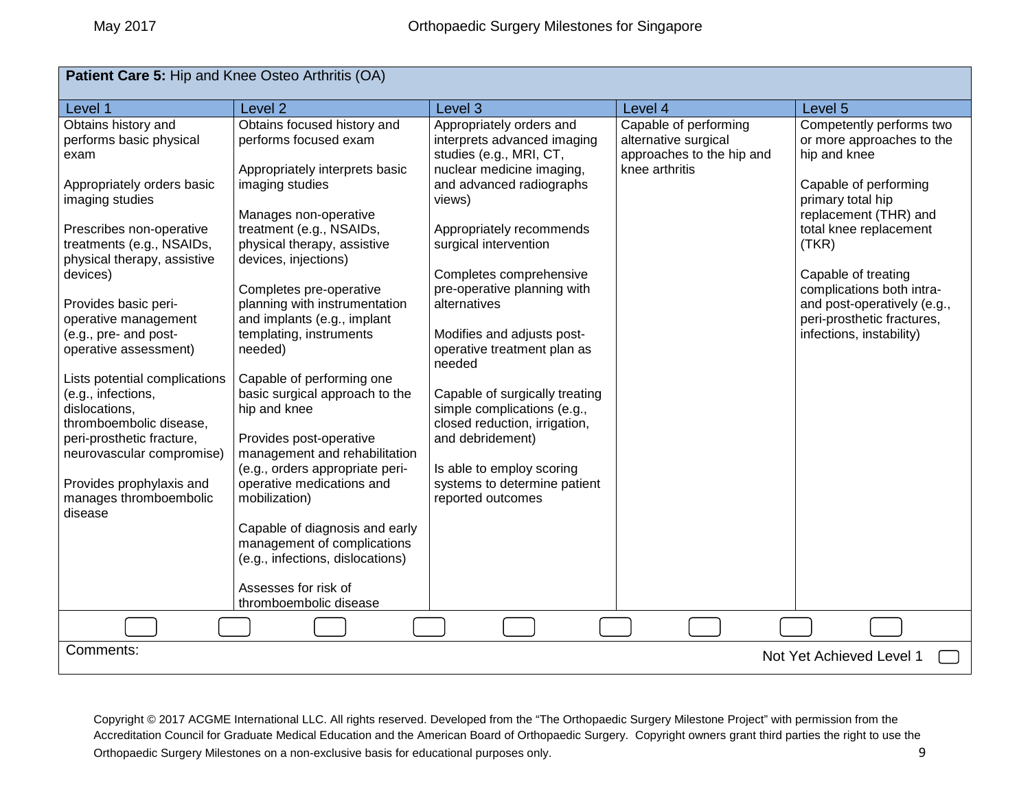| Patient Care 5: Hip and Knee Osteo Arthritis (OA) | | | | |
|---|---|---|---|---|
| Level 1 | Level 2 | Level 3 | Level 4 | Level 5 |
| Obtains history and performs basic physical exam<br><br>Appropriately orders basic imaging studies<br><br>Prescribes non-operative treatments (e.g., NSAIDs, physical therapy, assistive devices)<br><br>Provides basic peri-operative management (e.g., pre- and post-operative assessment)<br><br>Lists potential complications (e.g., infections, dislocations, thromboembolic disease, peri-prosthetic fracture, neurovascular compromise)<br><br>Provides prophylaxis and manages thromboembolic disease | Obtains focused history and performs focused exam<br><br>Appropriately interprets basic imaging studies<br><br>Manages non-operative treatment (e.g., NSAIDs, physical therapy, assistive devices, injections)<br><br>Completes pre-operative planning with instrumentation and implants (e.g., implant templating, instruments needed)<br><br>Capable of performing one basic surgical approach to the hip and knee<br><br>Provides post-operative management and rehabilitation (e.g., orders appropriate peri-operative medications and mobilization)<br><br>Capable of diagnosis and early management of complications (e.g., infections, dislocations)<br><br>Assesses for risk of thromboembolic disease | Appropriately orders and interprets advanced imaging studies (e.g., MRI, CT, nuclear medicine imaging, and advanced radiographs views)<br><br>Appropriately recommends surgical intervention<br><br>Completes comprehensive pre-operative planning with alternatives<br><br>Modifies and adjusts post-operative treatment plan as needed<br><br>Capable of surgically treating simple complications (e.g., closed reduction, irrigation, and debridement)<br><br>Is able to employ scoring systems to determine patient reported outcomes | Capable of performing alternative surgical approaches to the hip and knee arthritis | Competently performs two or more approaches to the hip and knee<br><br>Capable of performing primary total hip replacement (THR) and total knee replacement (TKR)<br><br>Capable of treating complications both intra- and post-operatively (e.g., peri-prosthetic fractures, infections, instability) |

Comments:

Not Yet Achieved Level 1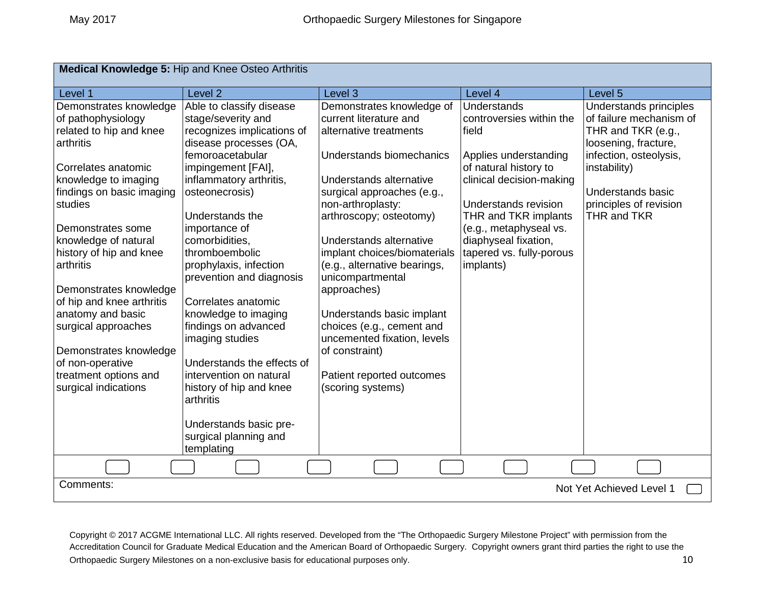**Medical Knowledge 5:** Hip and Knee Osteo Arthritis

| Level 1 | Level 2 | Level 3 | Level 4 | Level 5 |
|---|---|---|---|---|
| Demonstrates knowledge of pathophysiology related to hip and knee arthritis<br><br>Correlates anatomic knowledge to imaging findings on basic imaging studies<br><br>Demonstrates some knowledge of natural history of hip and knee arthritis<br><br>Demonstrates knowledge of hip and knee arthritis anatomy and basic surgical approaches<br><br>Demonstrates knowledge of non-operative treatment options and surgical indications | Able to classify disease stage/severity and recognizes implications of disease processes (OA, femoroacetabular impingement [FAI], inflammatory arthritis, osteonecrosis)<br><br>Understands the importance of comorbidities, thromboembolic prophylaxis, infection prevention and diagnosis<br><br>Correlates anatomic knowledge to imaging findings on advanced imaging studies<br><br>Understands the effects of intervention on natural history of hip and knee arthritis<br><br>Understands basic pre-surgical planning and templating | Demonstrates knowledge of current literature and alternative treatments<br><br>Understands biomechanics<br><br>Understands alternative surgical approaches (e.g., non-arthroplasty: arthroscopy; osteotomy)<br><br>Understands alternative implant choices/biomaterials (e.g., alternative bearings, unicompartmental approaches)<br><br>Understands basic implant choices (e.g., cement and uncemented fixation, levels of constraint)<br><br>Patient reported outcomes (scoring systems) | Understands controversies within the field<br><br>Applies understanding of natural history to clinical decision-making<br><br>Understands revision THR and TKR implants (e.g., metaphyseal vs. diaphyseal fixation, tapered vs. fully-porous implants) | Understands principles of failure mechanism of THR and TKR (e.g., loosening, fracture, infection, osteolysis, instability)<br><br>Understands basic principles of revision THR and TKR |

Comments:

Not Yet Achieved Level 1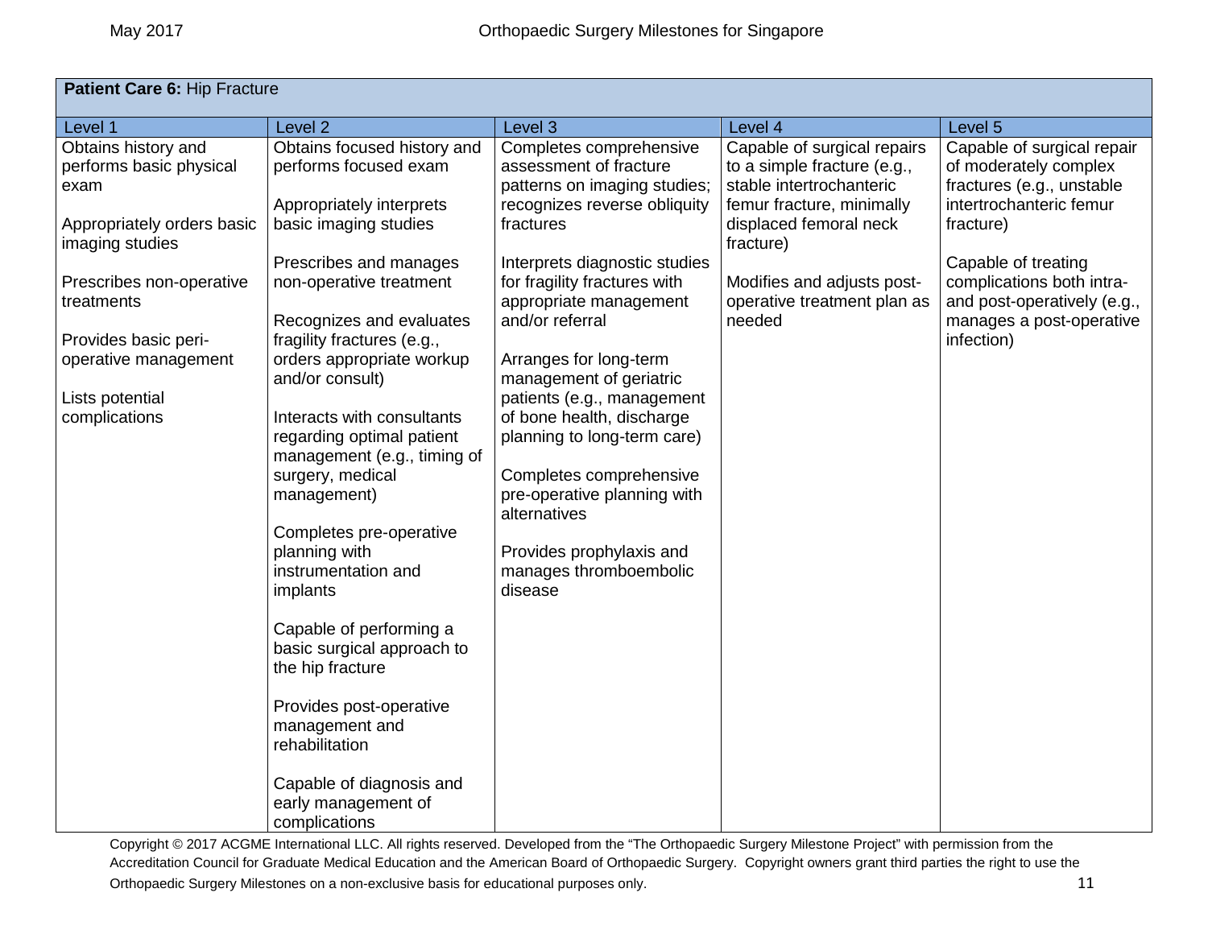| **Patient Care 6:** Hip Fracture | | | | |
|---|---|---|---|---|
| Level 1 | Level 2 | Level 3 | Level 4 | Level 5 |
| Obtains history and performs basic physical exam<br><br>Appropriately orders basic imaging studies<br><br>Prescribes non-operative treatments<br><br>Provides basic peri-operative management<br><br>Lists potential complications | Obtains focused history and performs focused exam<br><br>Appropriately interprets basic imaging studies<br><br>Prescribes and manages non-operative treatment<br><br>Recognizes and evaluates fragility fractures (e.g., orders appropriate workup and/or consult)<br><br>Interacts with consultants regarding optimal patient management (e.g., timing of surgery, medical management)<br><br>Completes pre-operative planning with instrumentation and implants<br><br>Capable of performing a basic surgical approach to the hip fracture<br><br>Provides post-operative management and rehabilitation<br><br>Capable of diagnosis and early management of complications | Completes comprehensive assessment of fracture patterns on imaging studies; recognizes reverse obliquity fractures<br><br>Interprets diagnostic studies for fragility fractures with appropriate management and/or referral<br><br>Arranges for long-term management of geriatric patients (e.g., management of bone health, discharge planning to long-term care)<br><br>Completes comprehensive pre-operative planning with alternatives<br><br>Provides prophylaxis and manages thromboembolic disease | Capable of surgical repairs to a simple fracture (e.g., stable intertrochanteric femur fracture, minimally displaced femoral neck fracture)<br><br>Modifies and adjusts post-operative treatment plan as needed | Capable of surgical repair of moderately complex fractures (e.g., unstable intertrochanteric femur fracture)<br><br>Capable of treating complications both intra- and post-operatively (e.g., manages a post-operative infection) |

Copyright © 2017 ACGME International LLC. All rights reserved. Developed from the "The Orthopaedic Surgery Milestone Project" with permission from the Accreditation Council for Graduate Medical Education and the American Board of Orthopaedic Surgery. Copyright owners grant third parties the right to use the Orthopaedic Surgery Milestones on a non-exclusive basis for educational purposes only.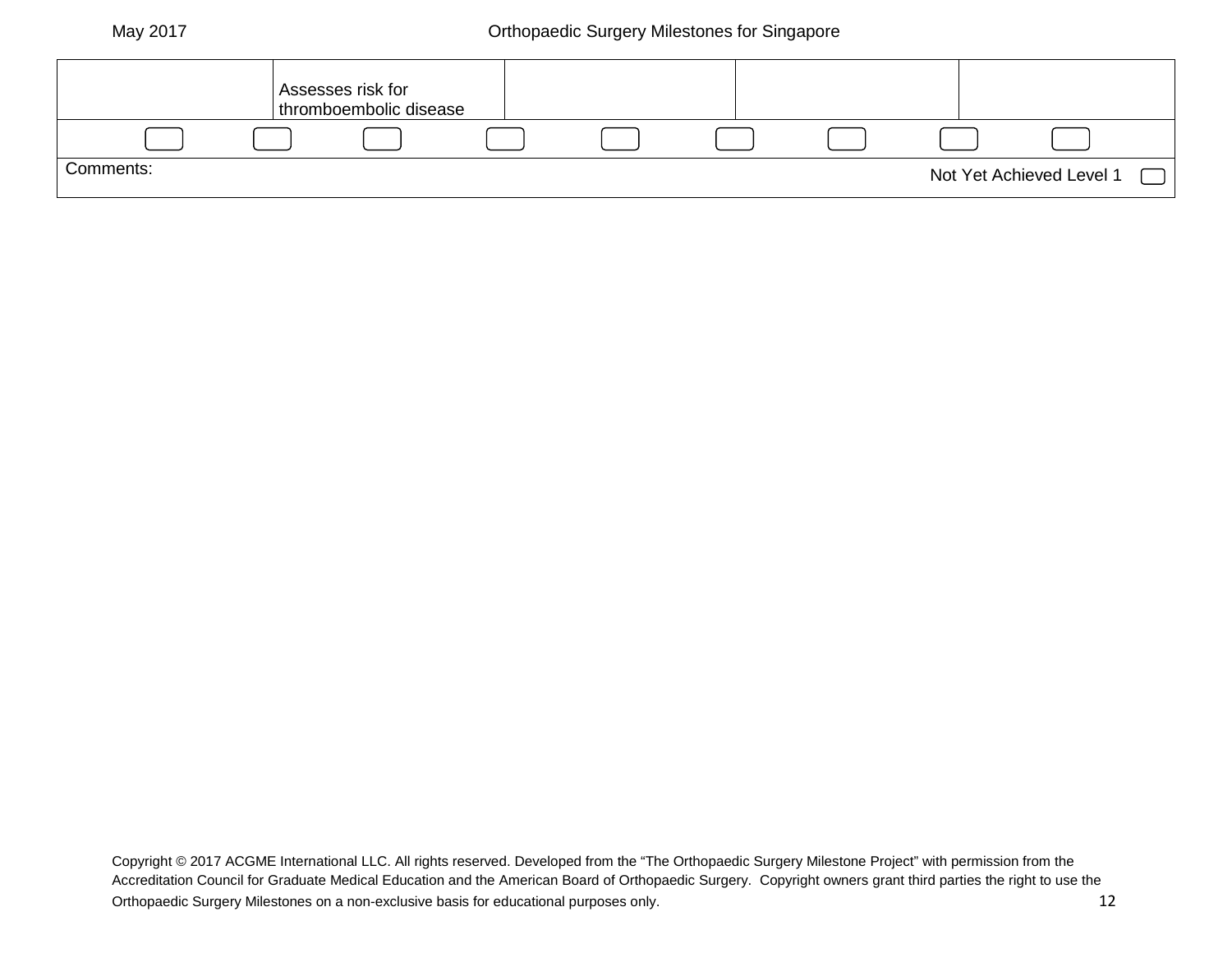| | | | | |
|---|---|---|---|---|
| | Assesses risk for thromboembolic disease | | | |

Comments:

Not Yet Achieved Level 1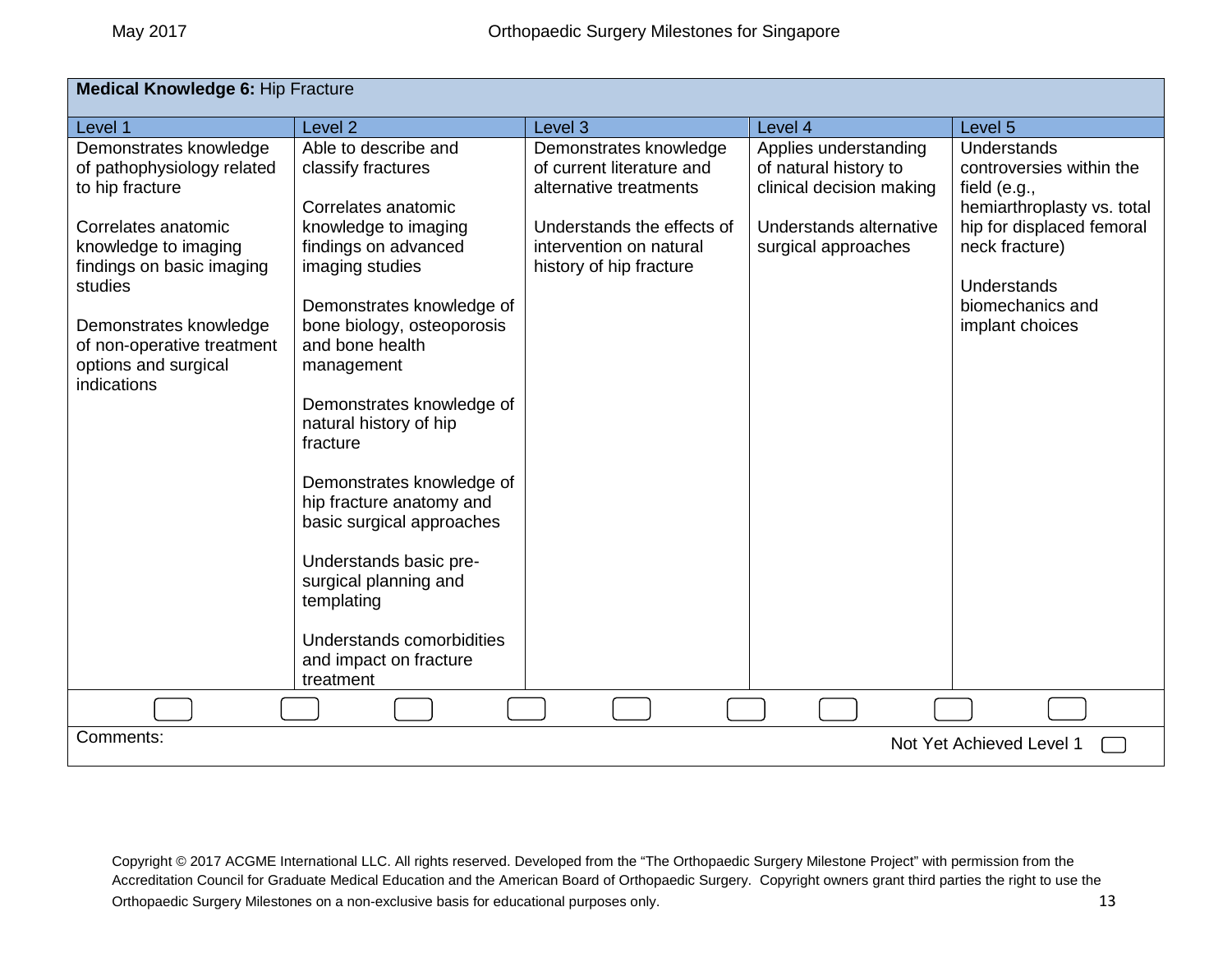| Medical Knowledge 6: Hip Fracture | | | | |
|---|---|---|---|---|
| Level 1 | Level 2 | Level 3 | Level 4 | Level 5 |
| Demonstrates knowledge of pathophysiology related to hip fracture<br><br>Correlates anatomic knowledge to imaging findings on basic imaging studies<br><br>Demonstrates knowledge of non-operative treatment options and surgical indications | Able to describe and classify fractures<br><br>Correlates anatomic knowledge to imaging findings on advanced imaging studies<br><br>Demonstrates knowledge of bone biology, osteoporosis and bone health management<br><br>Demonstrates knowledge of natural history of hip fracture<br><br>Demonstrates knowledge of hip fracture anatomy and basic surgical approaches<br><br>Understands basic pre-surgical planning and templating<br><br>Understands comorbidities and impact on fracture treatment | Demonstrates knowledge of current literature and alternative treatments<br><br>Understands the effects of intervention on natural history of hip fracture | Applies understanding of natural history to clinical decision making<br><br>Understands alternative surgical approaches | Understands controversies within the field (e.g., hemiarthroplasty vs. total hip for displaced femoral neck fracture)<br><br>Understands biomechanics and implant choices |

Comments:

Not Yet Achieved Level 1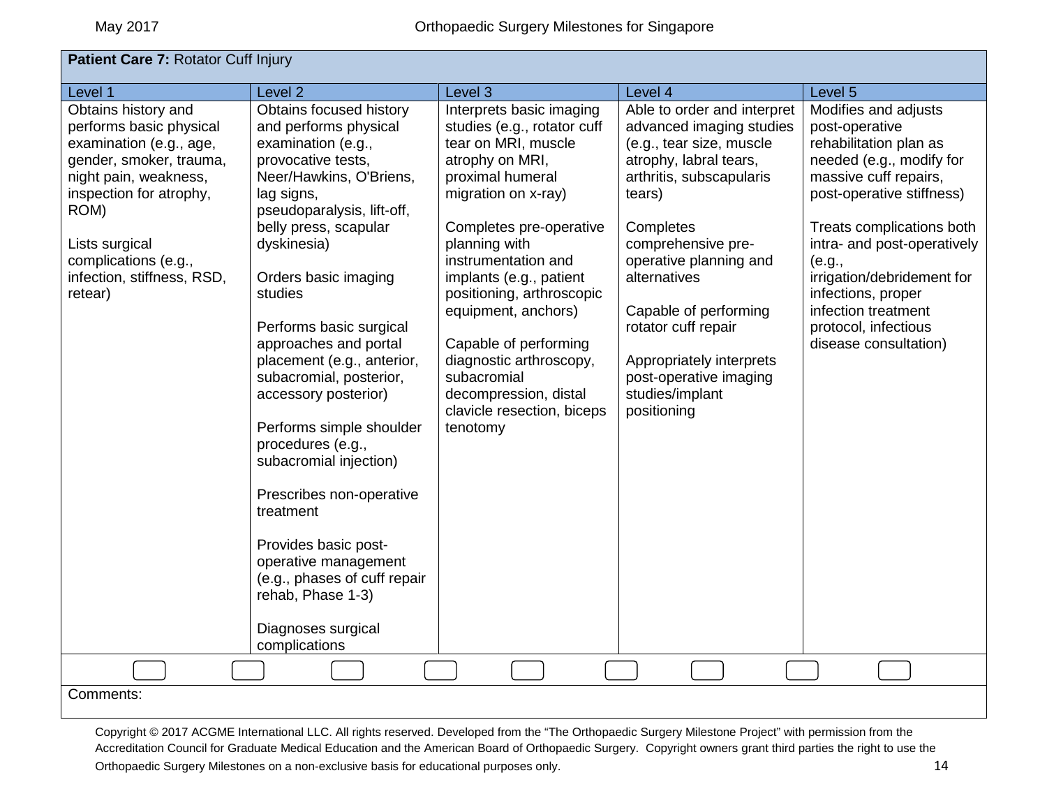| Patient Care 7: Rotator Cuff Injury | | | | |
|---|---|---|---|---|
| Level 1 | Level 2 | Level 3 | Level 4 | Level 5 |
| Obtains history and performs basic physical examination (e.g., age, gender, smoker, trauma, night pain, weakness, inspection for atrophy, ROM)<br><br>Lists surgical complications (e.g., infection, stiffness, RSD, retear) | Obtains focused history and performs physical examination (e.g., provocative tests, Neer/Hawkins, O'Briens, lag signs, pseudoparalysis, lift-off, belly press, scapular dyskinesia)<br><br>Orders basic imaging studies<br><br>Performs basic surgical approaches and portal placement (e.g., anterior, subacromial, posterior, accessory posterior)<br><br>Performs simple shoulder procedures (e.g., subacromial injection)<br><br>Prescribes non-operative treatment<br><br>Provides basic post-operative management (e.g., phases of cuff repair rehab, Phase 1-3)<br><br>Diagnoses surgical complications | Interprets basic imaging studies (e.g., rotator cuff tear on MRI, muscle atrophy on MRI, proximal humeral migration on x-ray)<br><br>Completes pre-operative planning with instrumentation and implants (e.g., patient positioning, arthroscopic equipment, anchors)<br><br>Capable of performing diagnostic arthroscopy, subacromial decompression, distal clavicle resection, biceps tenotomy | Able to order and interpret advanced imaging studies (e.g., tear size, muscle atrophy, labral tears, arthritis, subscapularis tears)<br><br>Completes comprehensive pre-operative planning and alternatives<br><br>Capable of performing rotator cuff repair<br><br>Appropriately interprets post-operative imaging studies/implant positioning | Modifies and adjusts post-operative rehabilitation plan as needed (e.g., modify for massive cuff repairs, post-operative stiffness)<br><br>Treats complications both intra- and post-operatively (e.g., irrigation/debridement for infections, proper infection treatment protocol, infectious disease consultation) |

Comments:

Copyright © 2017 ACGME International LLC. All rights reserved. Developed from the "The Orthopaedic Surgery Milestone Project" with permission from the Accreditation Council for Graduate Medical Education and the American Board of Orthopaedic Surgery. Copyright owners grant third parties the right to use the Orthopaedic Surgery Milestones on a non-exclusive basis for educational purposes only.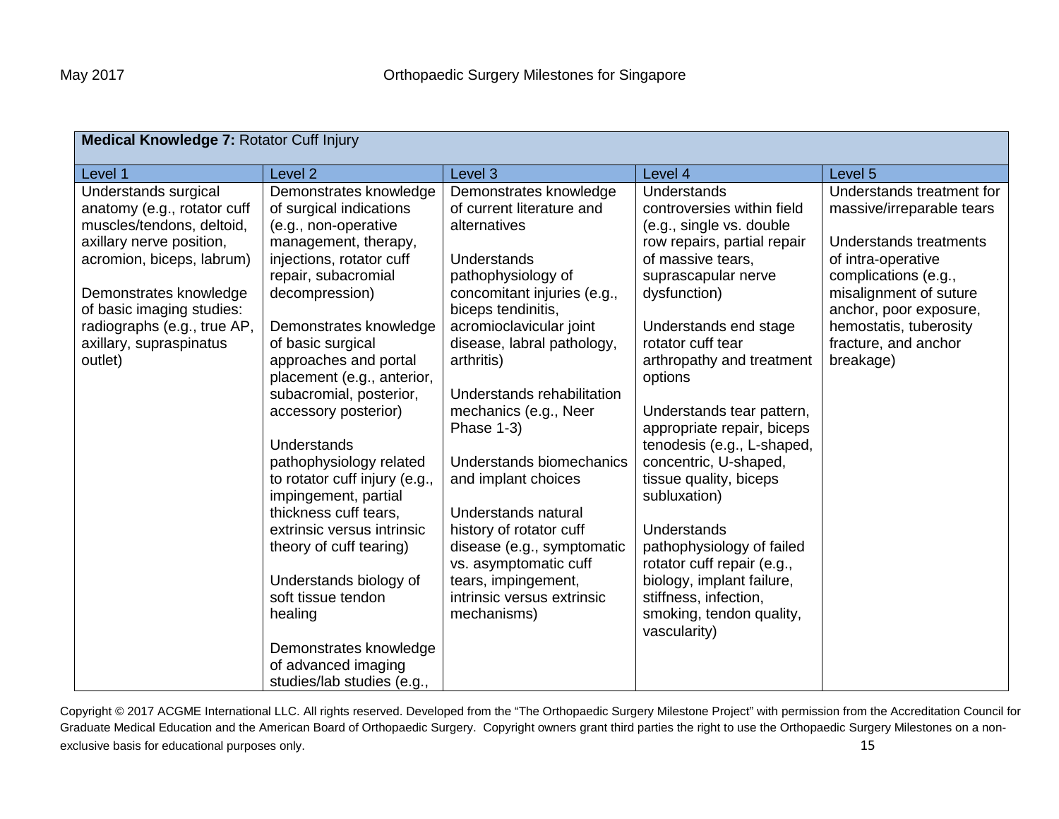| **Medical Knowledge 7:** Rotator Cuff Injury | | | | |
|---|---|---|---|---|
| Level 1 | Level 2 | Level 3 | Level 4 | Level 5 |
| Understands surgical anatomy (e.g., rotator cuff muscles/tendons, deltoid, axillary nerve position, acromion, biceps, labrum)<br><br>Demonstrates knowledge of basic imaging studies: radiographs (e.g., true AP, axillary, supraspinatus outlet) | Demonstrates knowledge of surgical indications (e.g., non-operative management, therapy, injections, rotator cuff repair, subacromial decompression)<br><br>Demonstrates knowledge of basic surgical approaches and portal placement (e.g., anterior, subacromial, posterior, accessory posterior)<br><br>Understands pathophysiology related to rotator cuff injury (e.g., impingement, partial thickness cuff tears, extrinsic versus intrinsic theory of cuff tearing)<br><br>Understands biology of soft tissue tendon healing<br><br>Demonstrates knowledge of advanced imaging studies/lab studies (e.g., | Demonstrates knowledge of current literature and alternatives<br><br>Understands pathophysiology of concomitant injuries (e.g., biceps tendinitis, acromioclavicular joint disease, labral pathology, arthritis)<br><br>Understands rehabilitation mechanics (e.g., Neer Phase 1-3)<br><br>Understands biomechanics and implant choices<br><br>Understands natural history of rotator cuff disease (e.g., symptomatic vs. asymptomatic cuff tears, impingement, intrinsic versus extrinsic mechanisms) | Understands controversies within field (e.g., single vs. double row repairs, partial repair of massive tears, suprascapular nerve dysfunction)<br><br>Understands end stage rotator cuff tear arthropathy and treatment options<br><br>Understands tear pattern, appropriate repair, biceps tenodesis (e.g., L-shaped, concentric, U-shaped, tissue quality, biceps subluxation)<br><br>Understands pathophysiology of failed rotator cuff repair (e.g., biology, implant failure, stiffness, infection, smoking, tendon quality, vascularity) | Understands treatment for massive/irreparable tears<br><br>Understands treatments of intra-operative complications (e.g., misalignment of suture anchor, poor exposure, hemostatis, tuberosity fracture, and anchor breakage) |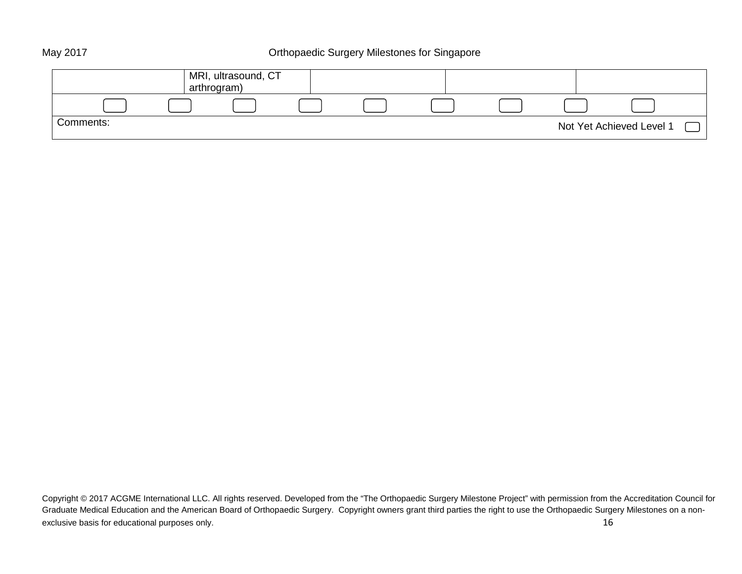| | | | | |
|---|---|---|---|---|
| | MRI, ultrasound, CT arthrogram) | | | |

Comments: Not Yet Achieved Level 1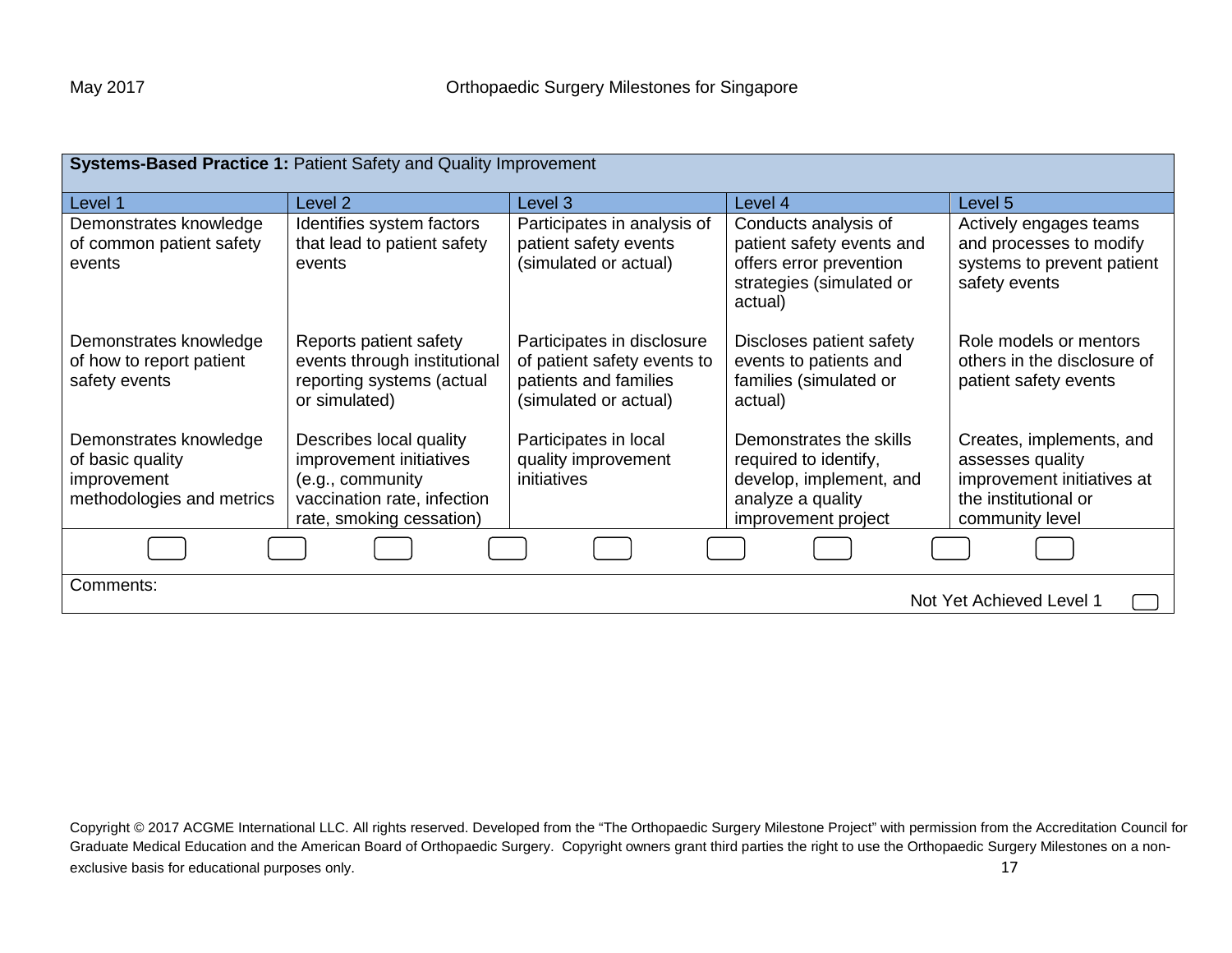| **Systems-Based Practice 1:** Patient Safety and Quality Improvement | | | | |
|---|---|---|---|---|
| Level 1 | Level 2 | Level 3 | Level 4 | Level 5 |
| Demonstrates knowledge of common patient safety events | Identifies system factors that lead to patient safety events | Participates in analysis of patient safety events (simulated or actual) | Conducts analysis of patient safety events and offers error prevention strategies (simulated or actual) | Actively engages teams and processes to modify systems to prevent patient safety events |
| Demonstrates knowledge of how to report patient safety events | Reports patient safety events through institutional reporting systems (actual or simulated) | Participates in disclosure of patient safety events to patients and families (simulated or actual) | Discloses patient safety events to patients and families (simulated or actual) | Role models or mentors others in the disclosure of patient safety events |
| Demonstrates knowledge of basic quality improvement methodologies and metrics | Describes local quality improvement initiatives (e.g., community vaccination rate, infection rate, smoking cessation) | Participates in local quality improvement initiatives | Demonstrates the skills required to identify, develop, implement, and analyze a quality improvement project | Creates, implements, and assesses quality improvement initiatives at the institutional or community level |

Comments:

Not Yet Achieved Level 1

Copyright © 2017 ACGME International LLC. All rights reserved. Developed from the "The Orthopaedic Surgery Milestone Project" with permission from the Accreditation Council for Graduate Medical Education and the American Board of Orthopaedic Surgery. Copyright owners grant third parties the right to use the Orthopaedic Surgery Milestones on a non-exclusive basis for educational purposes only.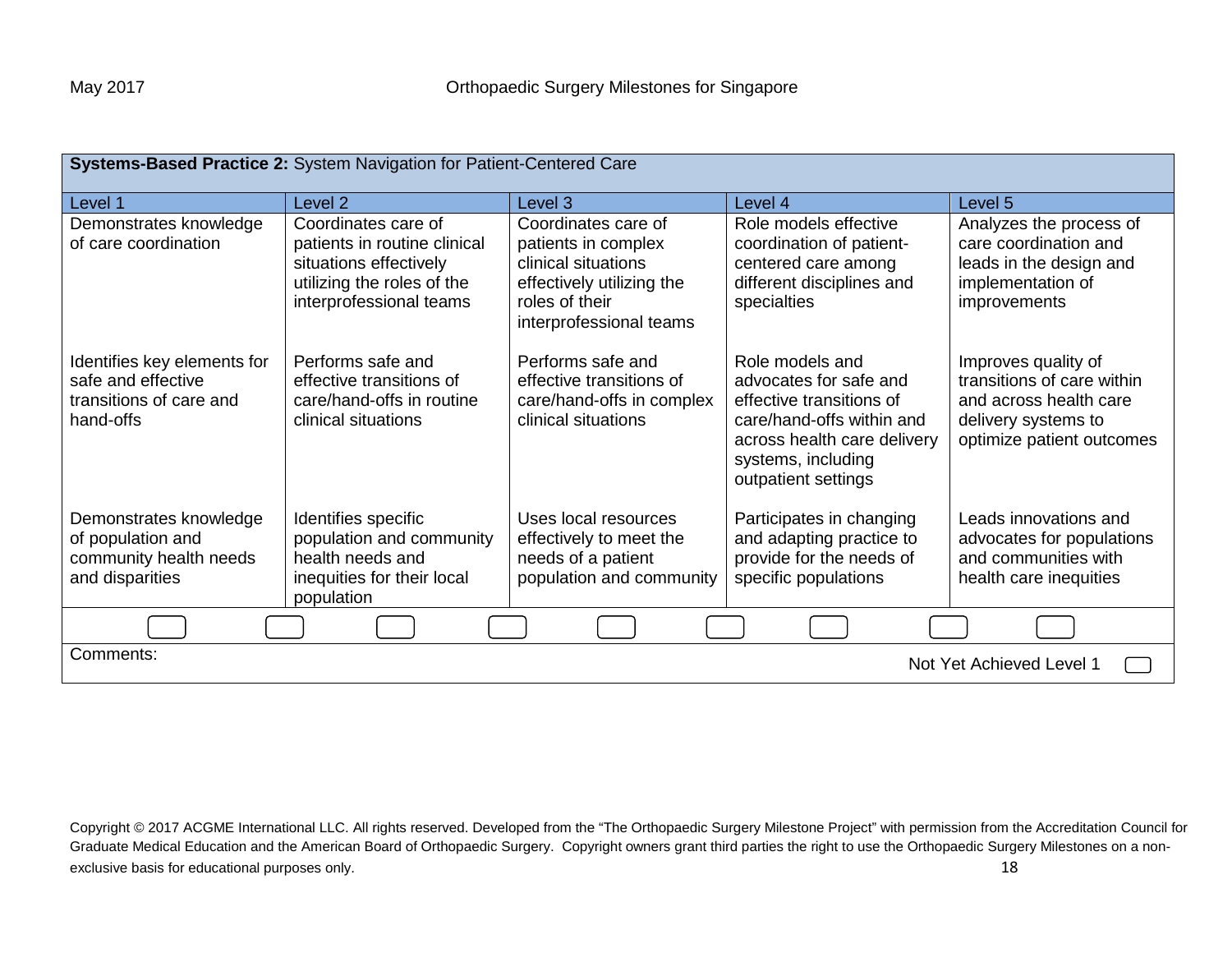| **Systems-Based Practice 2:** System Navigation for Patient-Centered Care | | | | |
|---|---|---|---|---|
| Level 1 | Level 2 | Level 3 | Level 4 | Level 5 |
| Demonstrates knowledge of care coordination | Coordinates care of patients in routine clinical situations effectively utilizing the roles of the interprofessional teams | Coordinates care of patients in complex clinical situations effectively utilizing the roles of their interprofessional teams | Role models effective coordination of patient-centered care among different disciplines and specialties | Analyzes the process of care coordination and leads in the design and implementation of improvements |
| Identifies key elements for safe and effective transitions of care and hand-offs | Performs safe and effective transitions of care/hand-offs in routine clinical situations | Performs safe and effective transitions of care/hand-offs in complex clinical situations | Role models and advocates for safe and effective transitions of care/hand-offs within and across health care delivery systems, including outpatient settings | Improves quality of transitions of care within and across health care delivery systems to optimize patient outcomes |
| Demonstrates knowledge of population and community health needs and disparities | Identifies specific population and community health needs and inequities for their local population | Uses local resources effectively to meet the needs of a patient population and community | Participates in changing and adapting practice to provide for the needs of specific populations | Leads innovations and advocates for populations and communities with health care inequities |

Comments:

Not Yet Achieved Level 1

Copyright © 2017 ACGME International LLC. All rights reserved. Developed from the "The Orthopaedic Surgery Milestone Project" with permission from the Accreditation Council for Graduate Medical Education and the American Board of Orthopaedic Surgery. Copyright owners grant third parties the right to use the Orthopaedic Surgery Milestones on a non-exclusive basis for educational purposes only.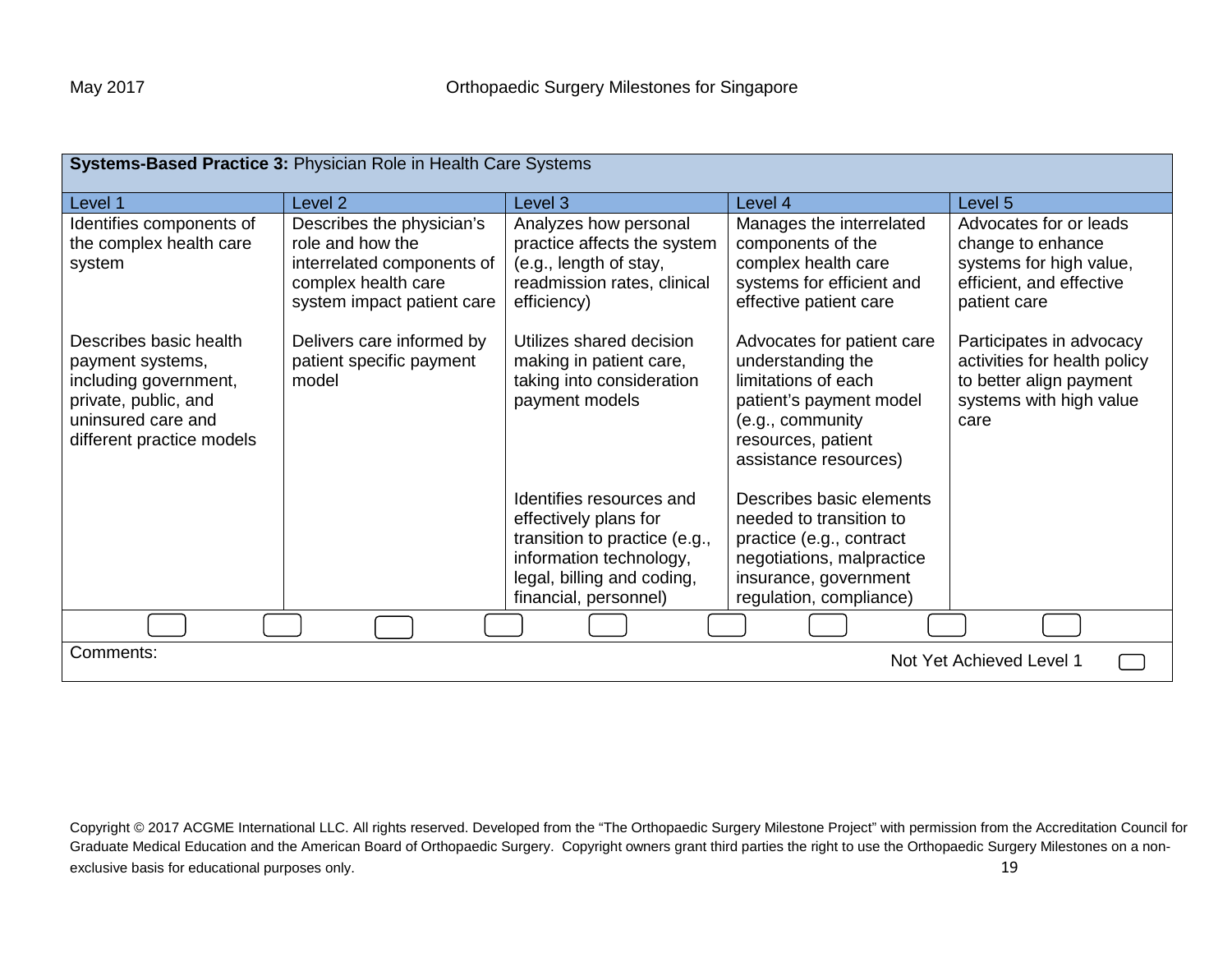| **Systems-Based Practice 3:** Physician Role in Health Care Systems | | | | |
|---|---|---|---|---|
| Level 1 | Level 2 | Level 3 | Level 4 | Level 5 |
| Identifies components of the complex health care system | Describes the physician's role and how the interrelated components of complex health care system impact patient care | Analyzes how personal practice affects the system (e.g., length of stay, readmission rates, clinical efficiency) | Manages the interrelated components of the complex health care systems for efficient and effective patient care | Advocates for or leads change to enhance systems for high value, efficient, and effective patient care |
| Describes basic health payment systems, including government, private, public, and uninsured care and different practice models | Delivers care informed by patient specific payment model | Utilizes shared decision making in patient care, taking into consideration payment models | Advocates for patient care understanding the limitations of each patient's payment model (e.g., community resources, patient assistance resources) | Participates in advocacy activities for health policy to better align payment systems with high value care |
| | | Identifies resources and effectively plans for transition to practice (e.g., information technology, legal, billing and coding, financial, personnel) | Describes basic elements needed to transition to practice (e.g., contract negotiations, malpractice insurance, government regulation, compliance) | |

Comments:

Not Yet Achieved Level 1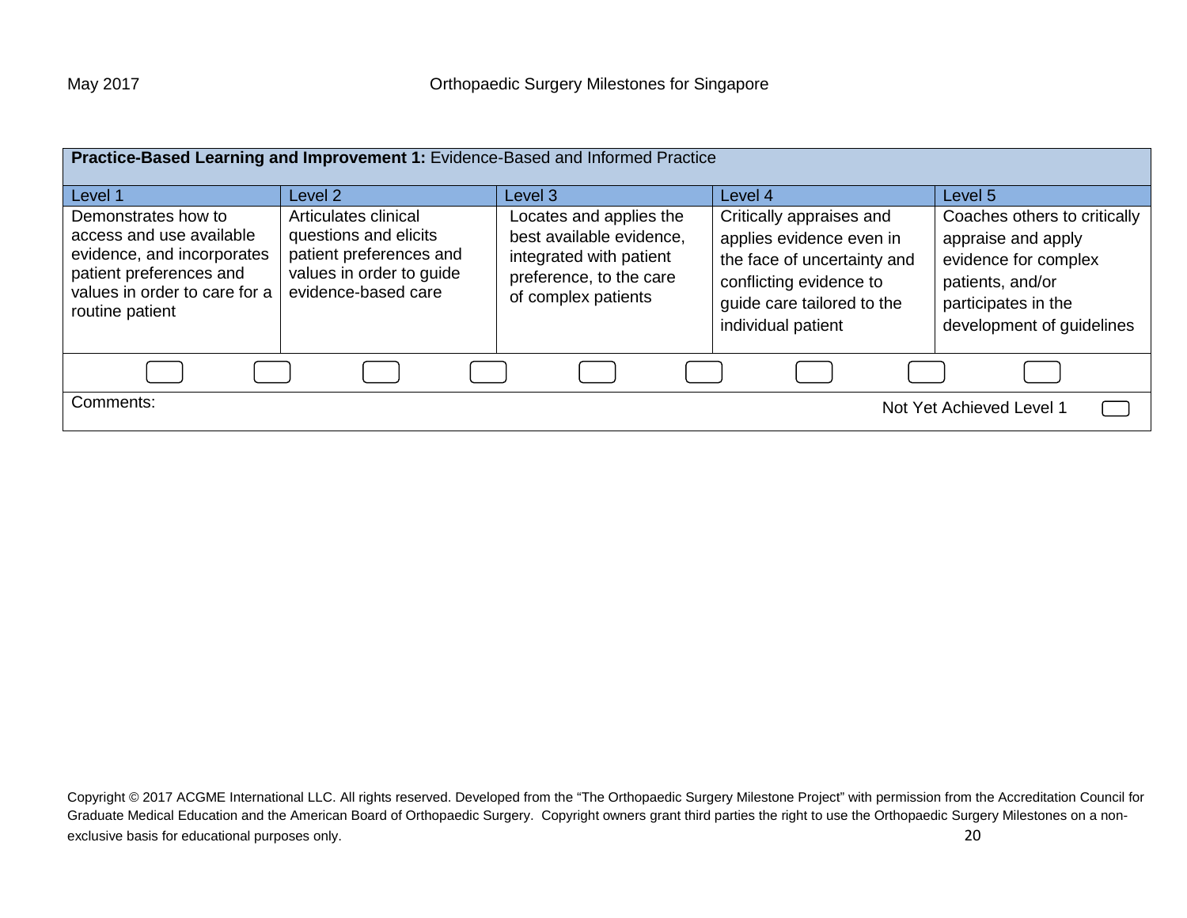| Practice-Based Learning and Improvement 1: Evidence-Based and Informed Practice | | | | |
|---|---|---|---|---|
| Level 1 | Level 2 | Level 3 | Level 4 | Level 5 |
| Demonstrates how to access and use available evidence, and incorporates patient preferences and values in order to care for a routine patient | Articulates clinical questions and elicits patient preferences and values in order to guide evidence-based care | Locates and applies the best available evidence, integrated with patient preference, to the care of complex patients | Critically appraises and applies evidence even in the face of uncertainty and conflicting evidence to guide care tailored to the individual patient | Coaches others to critically appraise and apply evidence for complex patients, and/or participates in the development of guidelines |

Comments:

Not Yet Achieved Level 1

Copyright © 2017 ACGME International LLC. All rights reserved. Developed from the "The Orthopaedic Surgery Milestone Project" with permission from the Accreditation Council for Graduate Medical Education and the American Board of Orthopaedic Surgery. Copyright owners grant third parties the right to use the Orthopaedic Surgery Milestones on a non-exclusive basis for educational purposes only.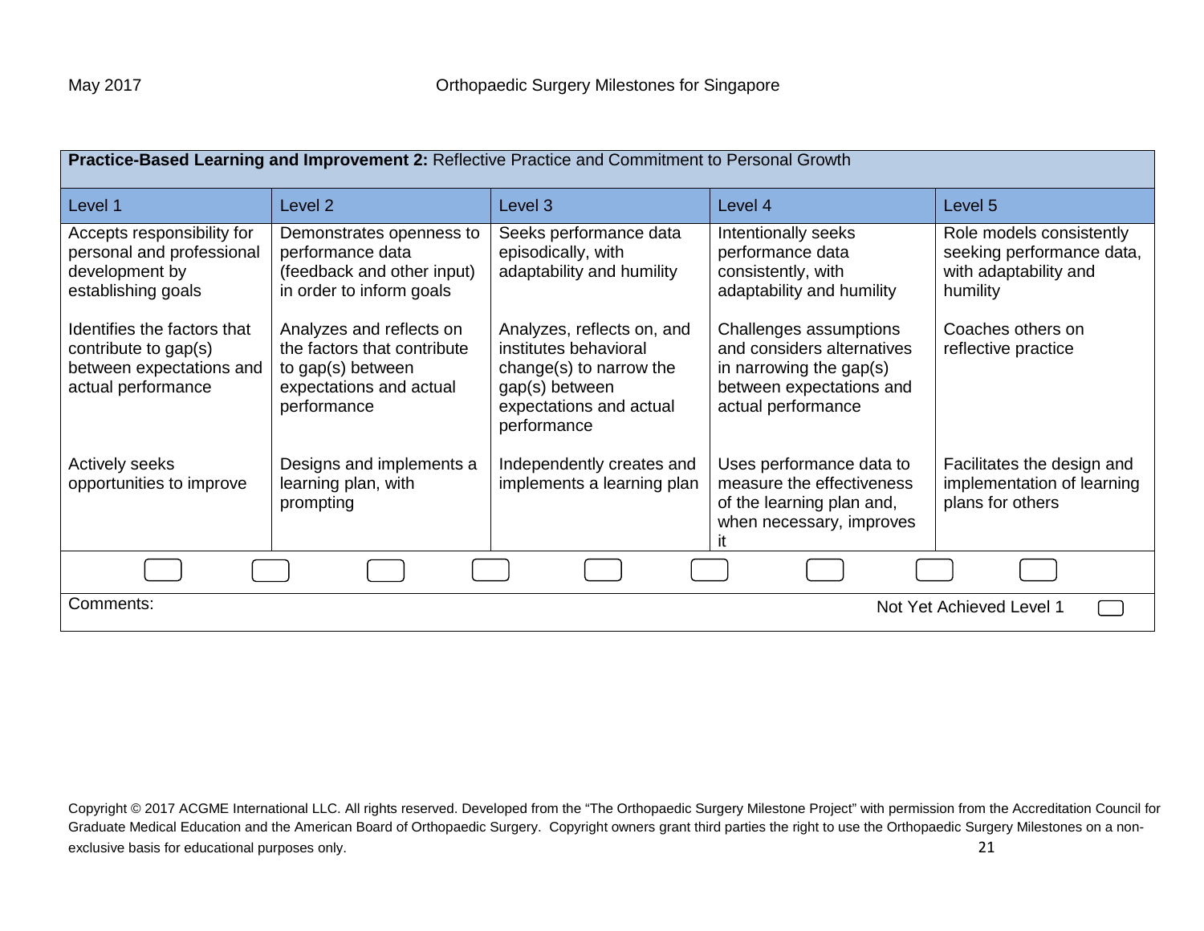**Practice-Based Learning and Improvement 2:** Reflective Practice and Commitment to Personal Growth

| Level 1 | Level 2 | Level 3 | Level 4 | Level 5 |
|---|---|---|---|---|
| Accepts responsibility for personal and professional development by establishing goals | Demonstrates openness to performance data (feedback and other input) in order to inform goals | Seeks performance data episodically, with adaptability and humility | Intentionally seeks performance data consistently, with adaptability and humility | Role models consistently seeking performance data, with adaptability and humility |
| Identifies the factors that contribute to gap(s) between expectations and actual performance | Analyzes and reflects on the factors that contribute to gap(s) between expectations and actual performance | Analyzes, reflects on, and institutes behavioral change(s) to narrow the gap(s) between expectations and actual performance | Challenges assumptions and considers alternatives in narrowing the gap(s) between expectations and actual performance | Coaches others on reflective practice |
| Actively seeks opportunities to improve | Designs and implements a learning plan, with prompting | Independently creates and implements a learning plan | Uses performance data to measure the effectiveness of the learning plan and, when necessary, improves it | Facilitates the design and implementation of learning plans for others |

Comments:

Not Yet Achieved Level 1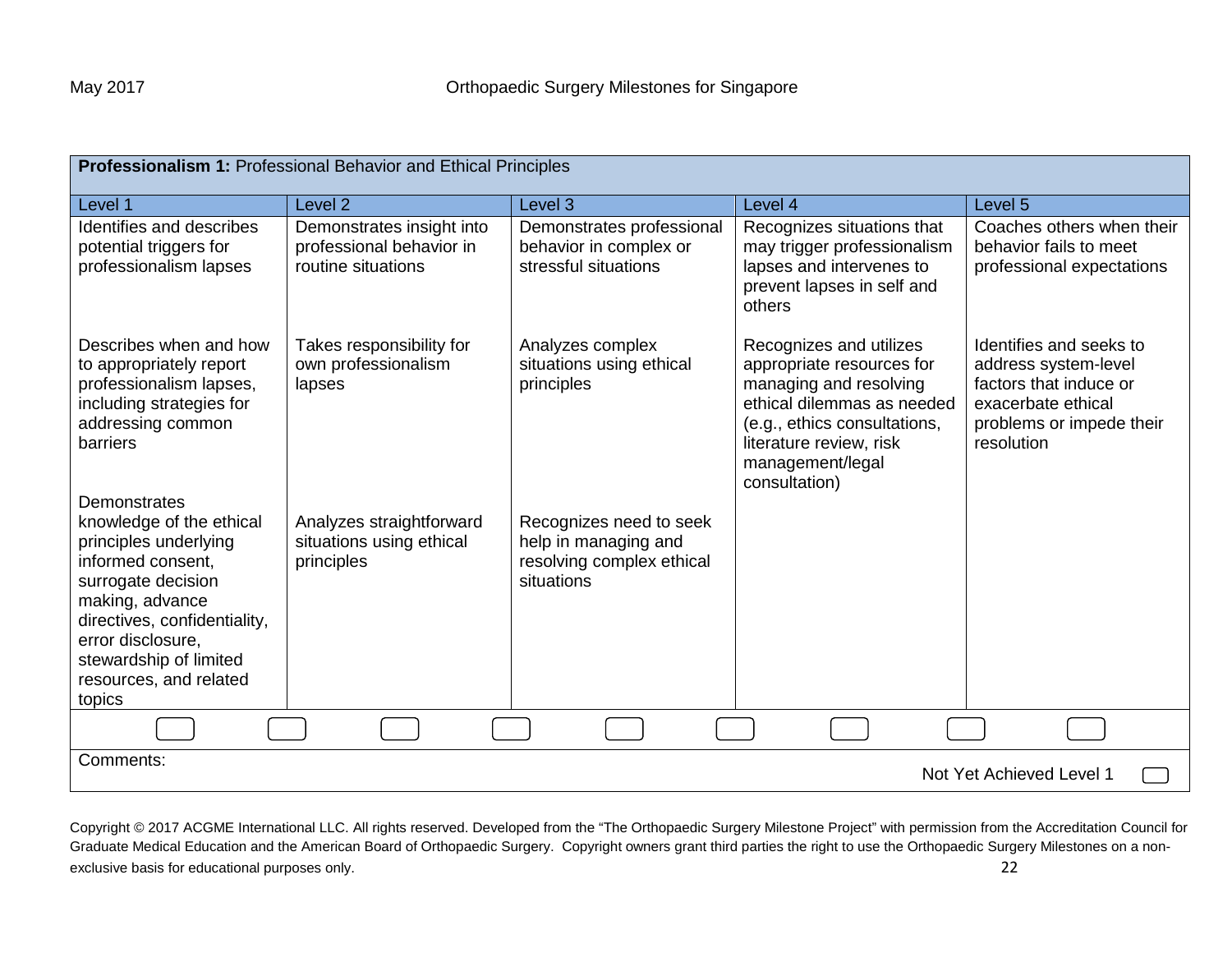| **Professionalism 1:** Professional Behavior and Ethical Principles | | | | |
|---|---|---|---|---|
| Level 1 | Level 2 | Level 3 | Level 4 | Level 5 |
| Identifies and describes potential triggers for professionalism lapses | Demonstrates insight into professional behavior in routine situations | Demonstrates professional behavior in complex or stressful situations | Recognizes situations that may trigger professionalism lapses and intervenes to prevent lapses in self and others | Coaches others when their behavior fails to meet professional expectations |
| Describes when and how to appropriately report professionalism lapses, including strategies for addressing common barriers | Takes responsibility for own professionalism lapses | Analyzes complex situations using ethical principles | Recognizes and utilizes appropriate resources for managing and resolving ethical dilemmas as needed (e.g., ethics consultations, literature review, risk management/legal consultation) | Identifies and seeks to address system-level factors that induce or exacerbate ethical problems or impede their resolution |
| Demonstrates knowledge of the ethical principles underlying informed consent, surrogate decision making, advance directives, confidentiality, error disclosure, stewardship of limited resources, and related topics | Analyzes straightforward situations using ethical principles | Recognizes need to seek help in managing and resolving complex ethical situations | | |

Comments:

Not Yet Achieved Level 1

Copyright © 2017 ACGME International LLC. All rights reserved. Developed from the "The Orthopaedic Surgery Milestone Project" with permission from the Accreditation Council for Graduate Medical Education and the American Board of Orthopaedic Surgery. Copyright owners grant third parties the right to use the Orthopaedic Surgery Milestones on a non-exclusive basis for educational purposes only.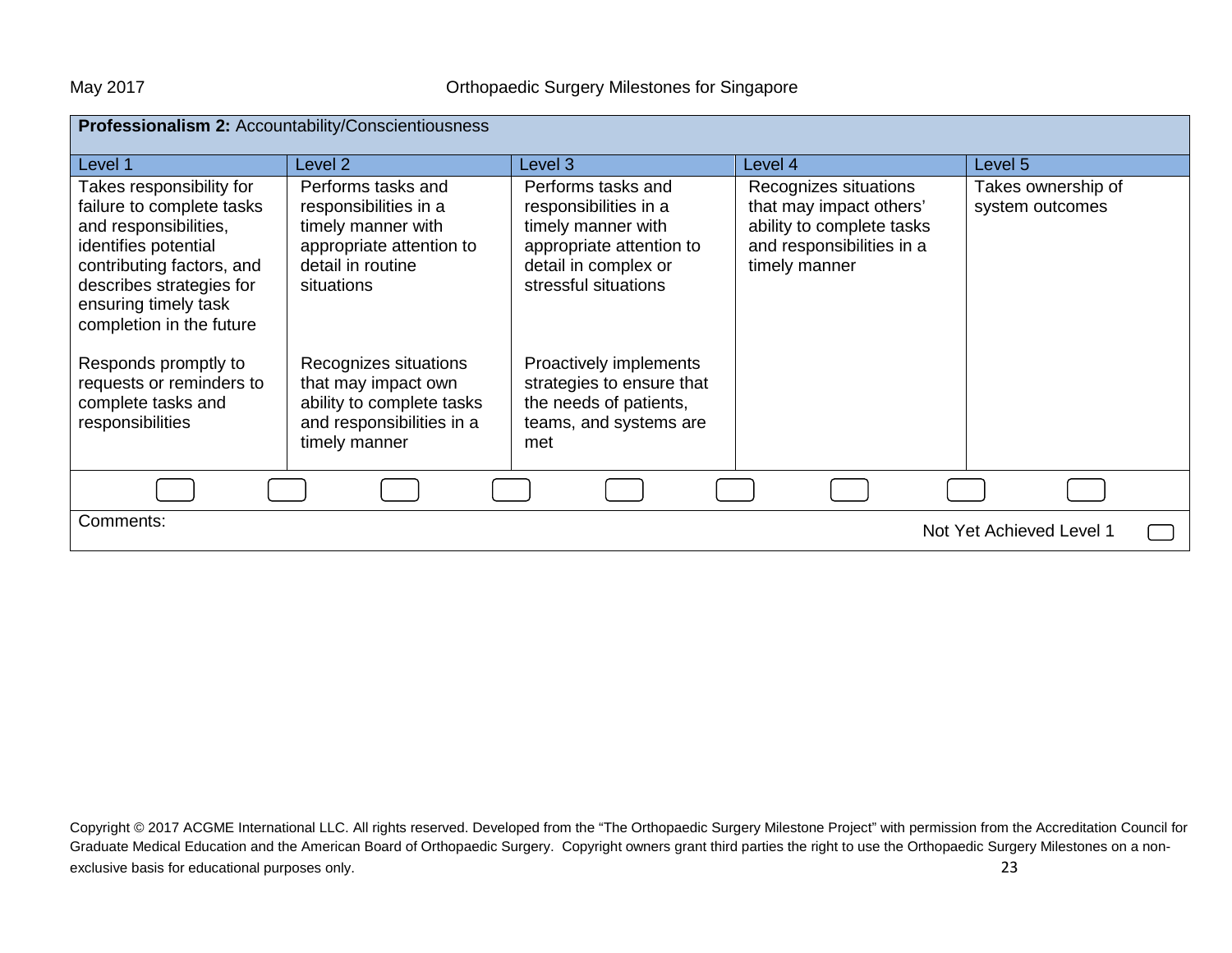**Professionalism 2:** Accountability/Conscientiousness

| Level 1 | Level 2 | Level 3 | Level 4 | Level 5 |
|---|---|---|---|---|
| Takes responsibility for failure to complete tasks and responsibilities, identifies potential contributing factors, and describes strategies for ensuring timely task completion in the future<br><br>Responds promptly to requests or reminders to complete tasks and responsibilities | Performs tasks and responsibilities in a timely manner with appropriate attention to detail in routine situations<br><br>Recognizes situations that may impact own ability to complete tasks and responsibilities in a timely manner | Performs tasks and responsibilities in a timely manner with appropriate attention to detail in complex or stressful situations<br><br>Proactively implements strategies to ensure that the needs of patients, teams, and systems are met | Recognizes situations that may impact others' ability to complete tasks and responsibilities in a timely manner | Takes ownership of system outcomes |

Comments:

Not Yet Achieved Level 1

Copyright © 2017 ACGME International LLC. All rights reserved. Developed from the "The Orthopaedic Surgery Milestone Project" with permission from the Accreditation Council for Graduate Medical Education and the American Board of Orthopaedic Surgery. Copyright owners grant third parties the right to use the Orthopaedic Surgery Milestones on a non-exclusive basis for educational purposes only.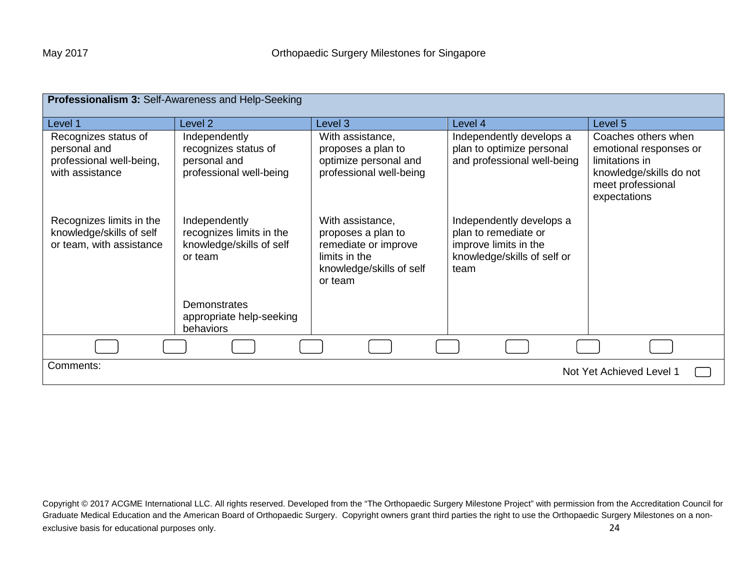| **Professionalism 3:** Self-Awareness and Help-Seeking | | | | |
|---|---|---|---|---|
| Level 1 | Level 2 | Level 3 | Level 4 | Level 5 |
| Recognizes status of personal and professional well-being, with assistance<br><br>Recognizes limits in the knowledge/skills of self or team, with assistance | Independently recognizes status of personal and professional well-being<br><br>Independently recognizes limits in the knowledge/skills of self or team<br><br>Demonstrates appropriate help-seeking behaviors | With assistance, proposes a plan to optimize personal and professional well-being<br><br>With assistance, proposes a plan to remediate or improve limits in the knowledge/skills of self or team | Independently develops a plan to optimize personal and professional well-being<br><br>Independently develops a plan to remediate or improve limits in the knowledge/skills of self or team | Coaches others when emotional responses or limitations in knowledge/skills do not meet professional expectations |

Comments:

Not Yet Achieved Level 1

Copyright © 2017 ACGME International LLC. All rights reserved. Developed from the "The Orthopaedic Surgery Milestone Project" with permission from the Accreditation Council for Graduate Medical Education and the American Board of Orthopaedic Surgery. Copyright owners grant third parties the right to use the Orthopaedic Surgery Milestones on a non-exclusive basis for educational purposes only.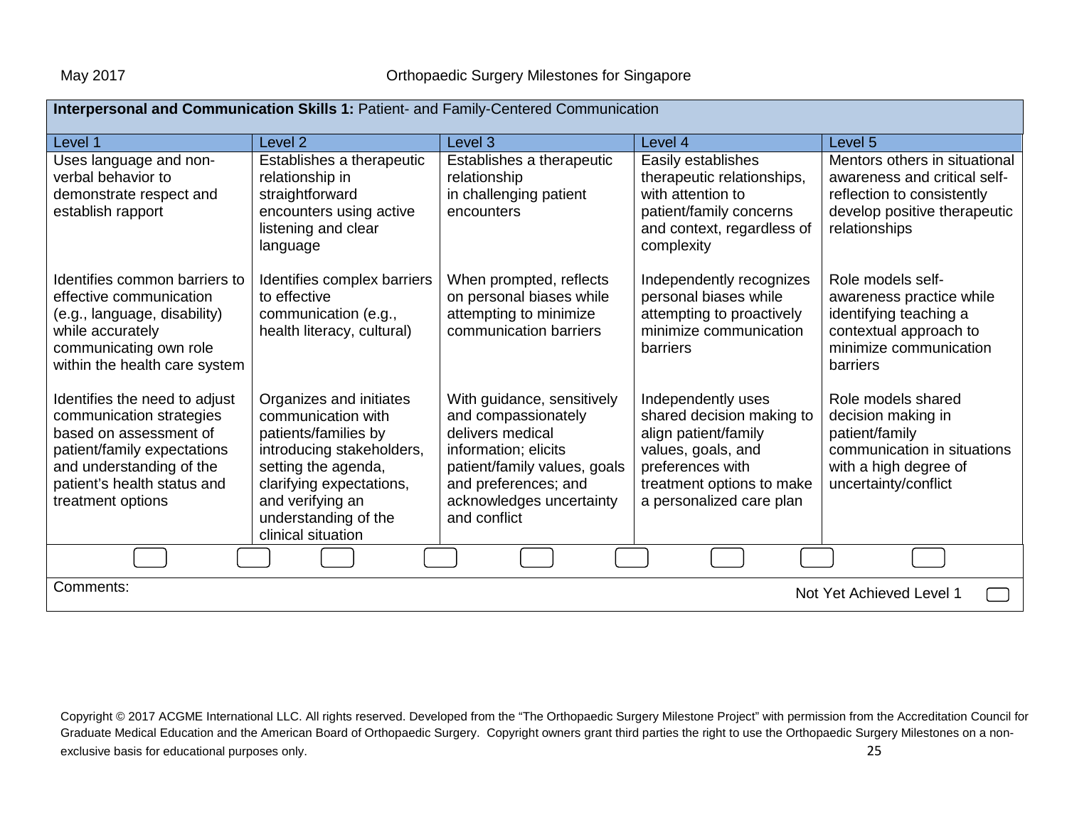| **Interpersonal and Communication Skills 1:** Patient- and Family-Centered Communication | | | | |
|---|---|---|---|---|
| Level 1 | Level 2 | Level 3 | Level 4 | Level 5 |
| Uses language and non-verbal behavior to demonstrate respect and establish rapport | Establishes a therapeutic relationship in straightforward encounters using active listening and clear language | Establishes a therapeutic relationship in challenging patient encounters | Easily establishes therapeutic relationships, with attention to patient/family concerns and context, regardless of complexity | Mentors others in situational awareness and critical self-reflection to consistently develop positive therapeutic relationships |
| Identifies common barriers to effective communication (e.g., language, disability) while accurately communicating own role within the health care system | Identifies complex barriers to effective communication (e.g., health literacy, cultural) | When prompted, reflects on personal biases while attempting to minimize communication barriers | Independently recognizes personal biases while attempting to proactively minimize communication barriers | Role models self-awareness practice while identifying teaching a contextual approach to minimize communication barriers |
| Identifies the need to adjust communication strategies based on assessment of patient/family expectations and understanding of the patient's health status and treatment options | Organizes and initiates communication with patients/families by introducing stakeholders, setting the agenda, clarifying expectations, and verifying an understanding of the clinical situation | With guidance, sensitively and compassionately delivers medical information; elicits patient/family values, goals and preferences; and acknowledges uncertainty and conflict | Independently uses shared decision making to align patient/family values, goals, and preferences with treatment options to make a personalized care plan | Role models shared decision making in patient/family communication in situations with a high degree of uncertainty/conflict |

Comments:

Not Yet Achieved Level 1

Copyright © 2017 ACGME International LLC. All rights reserved. Developed from the "The Orthopaedic Surgery Milestone Project" with permission from the Accreditation Council for Graduate Medical Education and the American Board of Orthopaedic Surgery. Copyright owners grant third parties the right to use the Orthopaedic Surgery Milestones on a non-exclusive basis for educational purposes only.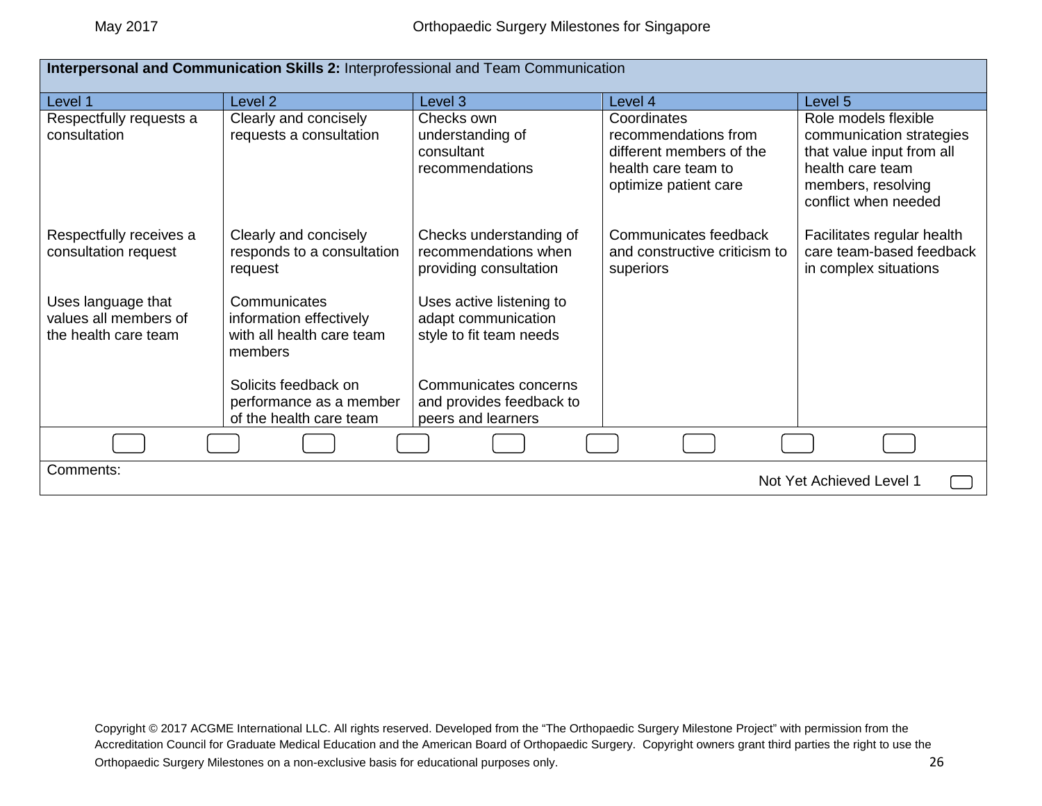**Interpersonal and Communication Skills 2:** Interprofessional and Team Communication

| Level 1 | Level 2 | Level 3 | Level 4 | Level 5 |
|---|---|---|---|---|
| Respectfully requests a consultation | Clearly and concisely requests a consultation | Checks own understanding of consultant recommendations | Coordinates recommendations from different members of the health care team to optimize patient care | Role models flexible communication strategies that value input from all health care team members, resolving conflict when needed |
| Respectfully receives a consultation request | Clearly and concisely responds to a consultation request | Checks understanding of recommendations when providing consultation | Communicates feedback and constructive criticism to superiors | Facilitates regular health care team-based feedback in complex situations |
| Uses language that values all members of the health care team | Communicates information effectively with all health care team members | Uses active listening to adapt communication style to fit team needs | | |
| | Solicits feedback on performance as a member of the health care team | Communicates concerns and provides feedback to peers and learners | | |

Comments:

Not Yet Achieved Level 1

Copyright © 2017 ACGME International LLC. All rights reserved. Developed from the "The Orthopaedic Surgery Milestone Project" with permission from the Accreditation Council for Graduate Medical Education and the American Board of Orthopaedic Surgery. Copyright owners grant third parties the right to use the Orthopaedic Surgery Milestones on a non-exclusive basis for educational purposes only.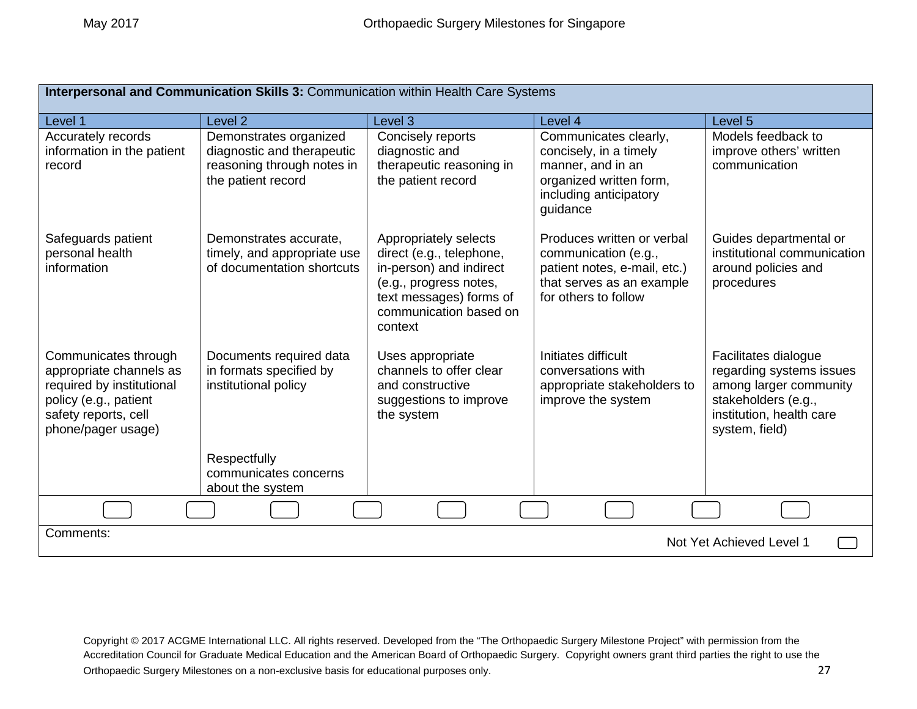| **Interpersonal and Communication Skills 3:** Communication within Health Care Systems | | | | |
|---|---|---|---|---|
| Level 1 | Level 2 | Level 3 | Level 4 | Level 5 |
| Accurately records information in the patient record | Demonstrates organized diagnostic and therapeutic reasoning through notes in the patient record | Concisely reports diagnostic and therapeutic reasoning in the patient record | Communicates clearly, concisely, in a timely manner, and in an organized written form, including anticipatory guidance | Models feedback to improve others' written communication |
| Safeguards patient personal health information | Demonstrates accurate, timely, and appropriate use of documentation shortcuts | Appropriately selects direct (e.g., telephone, in-person) and indirect (e.g., progress notes, text messages) forms of communication based on context | Produces written or verbal communication (e.g., patient notes, e-mail, etc.) that serves as an example for others to follow | Guides departmental or institutional communication around policies and procedures |
| Communicates through appropriate channels as required by institutional policy (e.g., patient safety reports, cell phone/pager usage) | Documents required data in formats specified by institutional policy | Uses appropriate channels to offer clear and constructive suggestions to improve the system | Initiates difficult conversations with appropriate stakeholders to improve the system | Facilitates dialogue regarding systems issues among larger community stakeholders (e.g., institution, health care system, field) |
| | Respectfully communicates concerns about the system | | | |

Comments:

Not Yet Achieved Level 1